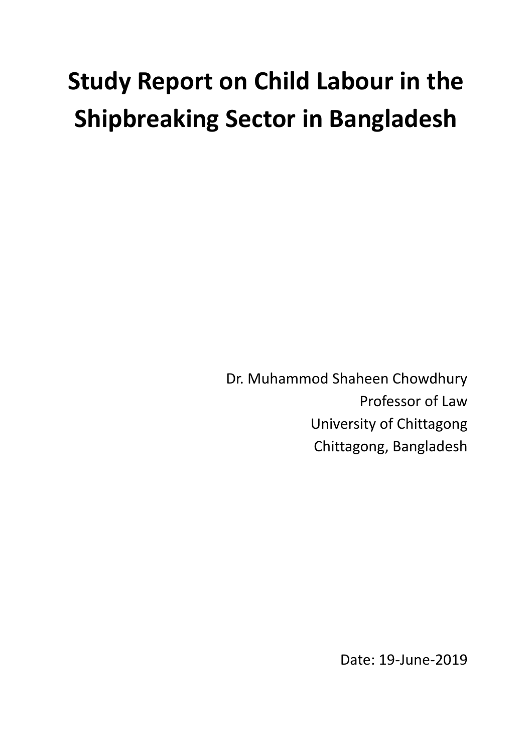# Study Report on Child Labour in the Shipbreaking Sector in Bangladesh

Dr. Muhammod Shaheen Chowdhury
Professor of Law
University of Chittagong
Chittagong, Bangladesh

Date: 19-June-2019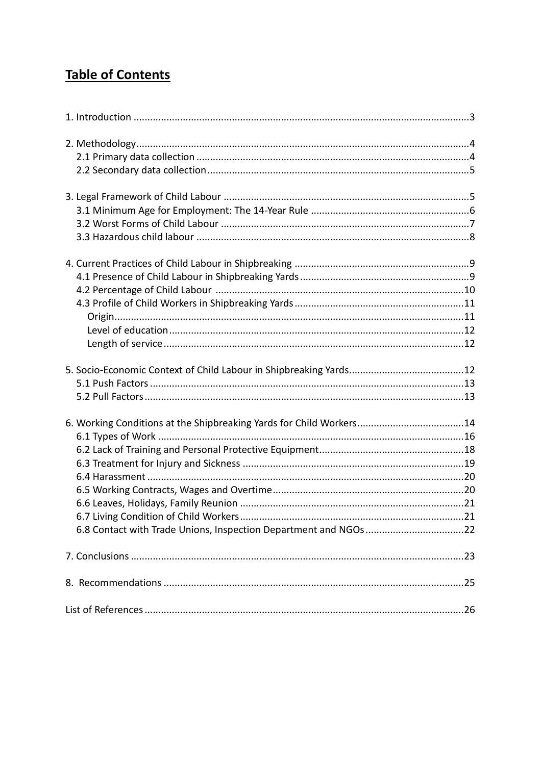# **Table of Contents**

1. Introduction ....................................................................................................................3

2. Methodology....................................................................................................................4
   2.1 Primary data collection ..............................................................................................4
   2.2 Secondary data collection ..........................................................................................5

3. Legal Framework of Child Labour ....................................................................................5
   3.1 Minimum Age for Employment: The 14-Year Rule ......................................................6
   3.2 Worst Forms of Child Labour ......................................................................................7
   3.3 Hazardous child labour ...............................................................................................8

4. Current Practices of Child Labour in Shipbreaking ...........................................................9
   4.1 Presence of Child Labour in Shipbreaking Yards .........................................................9
   4.2 Percentage of Child Labour .......................................................................................10
   4.3 Profile of Child Workers in Shipbreaking Yards .........................................................11
      Origin..........................................................................................................................11
      Level of education ......................................................................................................12
      Length of service ........................................................................................................12

5. Socio-Economic Context of Child Labour in Shipbreaking Yards......................................12
   5.1 Push Factors .............................................................................................................13
   5.2 Pull Factors ...............................................................................................................13

6. Working Conditions at the Shipbreaking Yards for Child Workers....................................14
   6.1 Types of Work ...........................................................................................................16
   6.2 Lack of Training and Personal Protective Equipment.................................................18
   6.3 Treatment for Injury and Sickness .............................................................................19
   6.4 Harassment ...............................................................................................................20
   6.5 Working Contracts, Wages and Overtime..................................................................20
   6.6 Leaves, Holidays, Family Reunion .............................................................................21
   6.7 Living Condition of Child Workers.............................................................................21
   6.8 Contact with Trade Unions, Inspection Department and NGOs.................................22

7. Conclusions ....................................................................................................................23

8. Recommendations ........................................................................................................25

List of References ...............................................................................................................26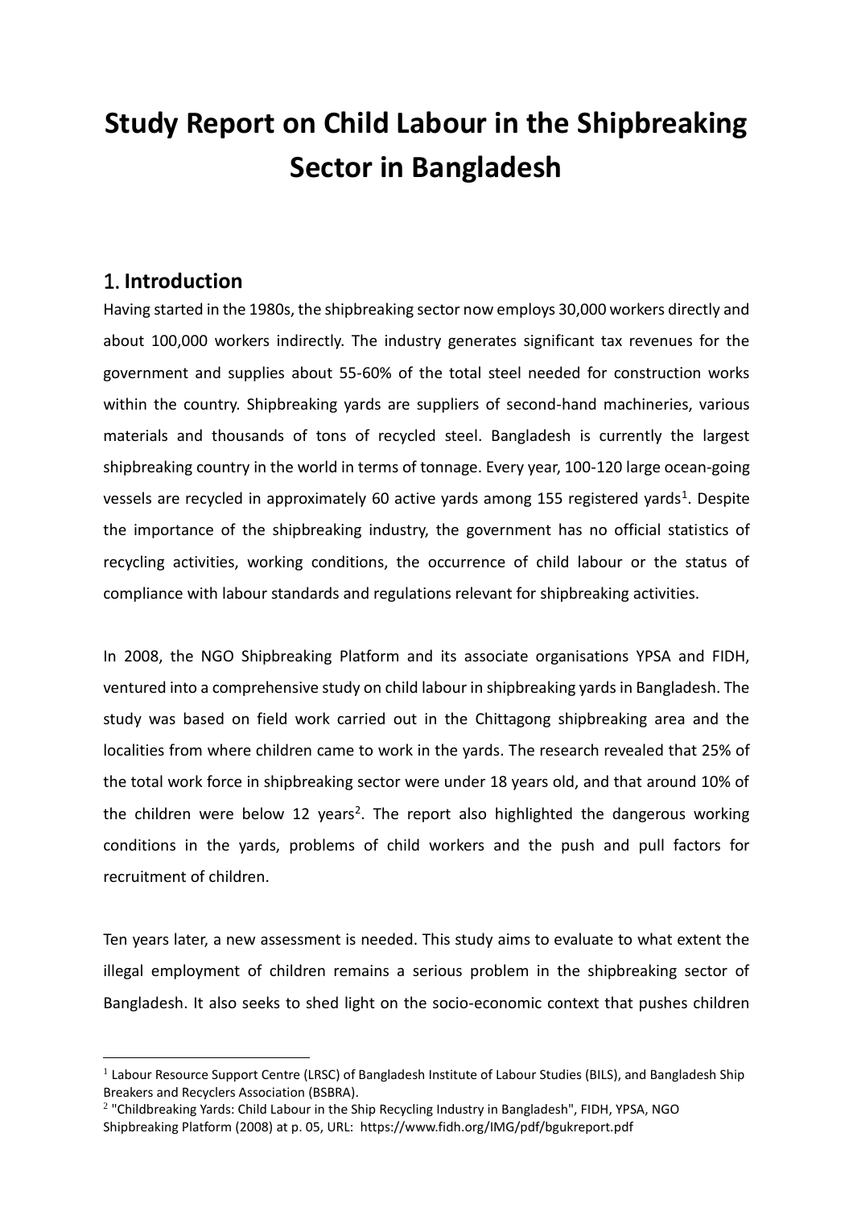# Study Report on Child Labour in the Shipbreaking Sector in Bangladesh

## 1. Introduction

Having started in the 1980s, the shipbreaking sector now employs 30,000 workers directly and about 100,000 workers indirectly. The industry generates significant tax revenues for the government and supplies about 55-60% of the total steel needed for construction works within the country. Shipbreaking yards are suppliers of second-hand machineries, various materials and thousands of tons of recycled steel. Bangladesh is currently the largest shipbreaking country in the world in terms of tonnage. Every year, 100-120 large ocean-going vessels are recycled in approximately 60 active yards among 155 registered yards[1]. Despite the importance of the shipbreaking industry, the government has no official statistics of recycling activities, working conditions, the occurrence of child labour or the status of compliance with labour standards and regulations relevant for shipbreaking activities.

In 2008, the NGO Shipbreaking Platform and its associate organisations YPSA and FIDH, ventured into a comprehensive study on child labour in shipbreaking yards in Bangladesh. The study was based on field work carried out in the Chittagong shipbreaking area and the localities from where children came to work in the yards. The research revealed that 25% of the total work force in shipbreaking sector were under 18 years old, and that around 10% of the children were below 12 years[2]. The report also highlighted the dangerous working conditions in the yards, problems of child workers and the push and pull factors for recruitment of children.

Ten years later, a new assessment is needed. This study aims to evaluate to what extent the illegal employment of children remains a serious problem in the shipbreaking sector of Bangladesh. It also seeks to shed light on the socio-economic context that pushes children

[1] Labour Resource Support Centre (LRSC) of Bangladesh Institute of Labour Studies (BILS), and Bangladesh Ship Breakers and Recyclers Association (BSBRA).

[2] "Childbreaking Yards: Child Labour in the Ship Recycling Industry in Bangladesh", FIDH, YPSA, NGO Shipbreaking Platform (2008) at p. 05, URL: https://www.fidh.org/IMG/pdf/bgukreport.pdf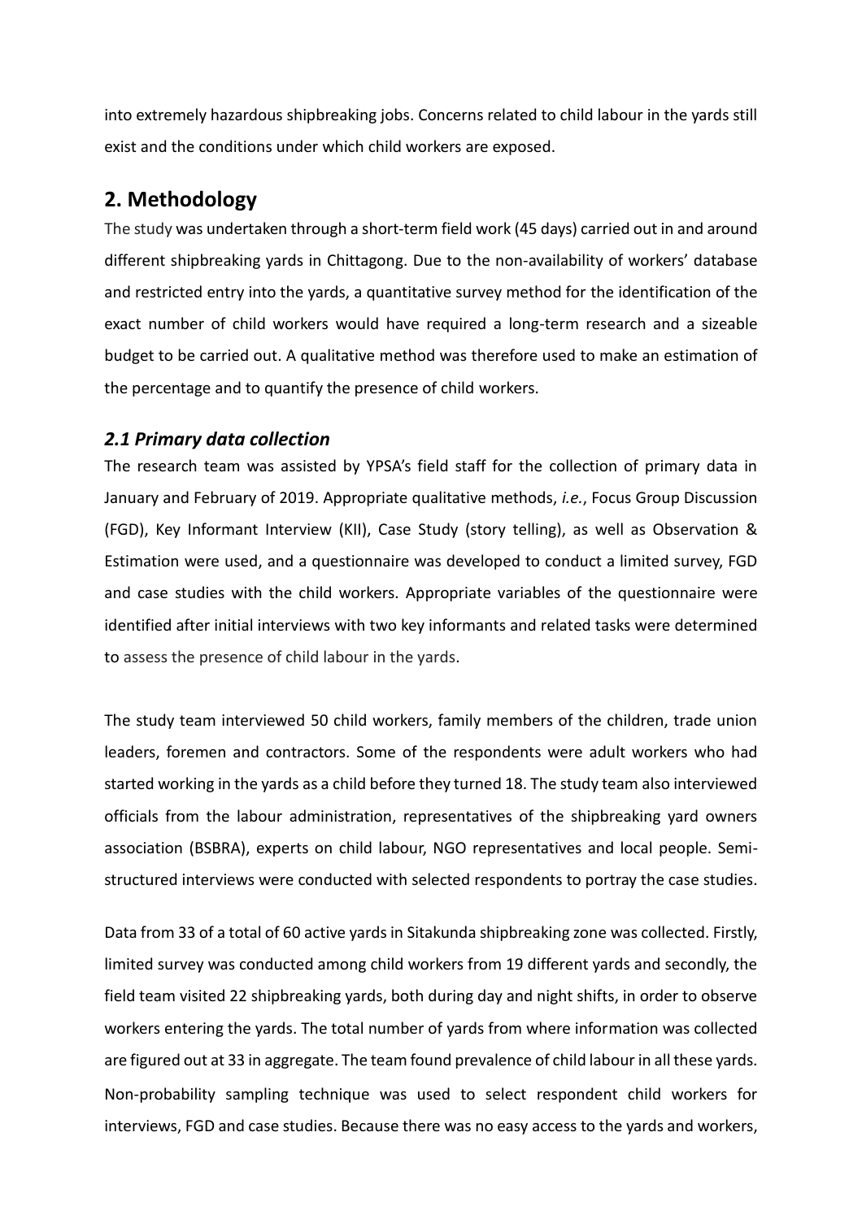into extremely hazardous shipbreaking jobs. Concerns related to child labour in the yards still exist and the conditions under which child workers are exposed.

## 2. Methodology

The study was undertaken through a short-term field work (45 days) carried out in and around different shipbreaking yards in Chittagong. Due to the non-availability of workers' database and restricted entry into the yards, a quantitative survey method for the identification of the exact number of child workers would have required a long-term research and a sizeable budget to be carried out. A qualitative method was therefore used to make an estimation of the percentage and to quantify the presence of child workers.

### *2.1 Primary data collection*

The research team was assisted by YPSA's field staff for the collection of primary data in January and February of 2019. Appropriate qualitative methods, *i.e.*, Focus Group Discussion (FGD), Key Informant Interview (KII), Case Study (story telling), as well as Observation & Estimation were used, and a questionnaire was developed to conduct a limited survey, FGD and case studies with the child workers. Appropriate variables of the questionnaire were identified after initial interviews with two key informants and related tasks were determined to assess the presence of child labour in the yards.

The study team interviewed 50 child workers, family members of the children, trade union leaders, foremen and contractors. Some of the respondents were adult workers who had started working in the yards as a child before they turned 18. The study team also interviewed officials from the labour administration, representatives of the shipbreaking yard owners association (BSBRA), experts on child labour, NGO representatives and local people. Semi-structured interviews were conducted with selected respondents to portray the case studies.

Data from 33 of a total of 60 active yards in Sitakunda shipbreaking zone was collected. Firstly, limited survey was conducted among child workers from 19 different yards and secondly, the field team visited 22 shipbreaking yards, both during day and night shifts, in order to observe workers entering the yards. The total number of yards from where information was collected are figured out at 33 in aggregate. The team found prevalence of child labour in all these yards. Non-probability sampling technique was used to select respondent child workers for interviews, FGD and case studies. Because there was no easy access to the yards and workers,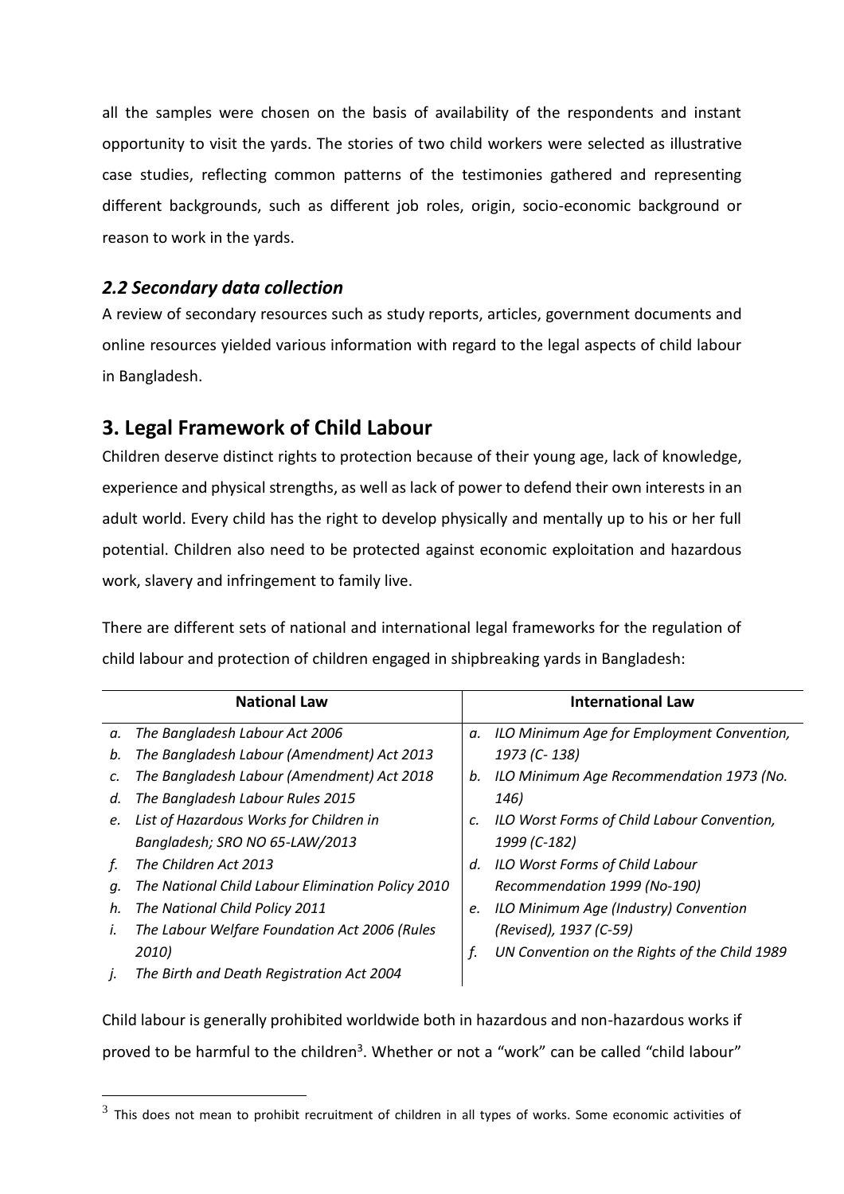all the samples were chosen on the basis of availability of the respondents and instant opportunity to visit the yards. The stories of two child workers were selected as illustrative case studies, reflecting common patterns of the testimonies gathered and representing different backgrounds, such as different job roles, origin, socio-economic background or reason to work in the yards.

### *2.2 Secondary data collection*

A review of secondary resources such as study reports, articles, government documents and online resources yielded various information with regard to the legal aspects of child labour in Bangladesh.

## 3. Legal Framework of Child Labour

Children deserve distinct rights to protection because of their young age, lack of knowledge, experience and physical strengths, as well as lack of power to defend their own interests in an adult world. Every child has the right to develop physically and mentally up to his or her full potential. Children also need to be protected against economic exploitation and hazardous work, slavery and infringement to family live.

There are different sets of national and international legal frameworks for the regulation of child labour and protection of children engaged in shipbreaking yards in Bangladesh:

| National Law | International Law |
|---|---|
| a. *The Bangladesh Labour Act 2006* | a. *ILO Minimum Age for Employment Convention, 1973 (C- 138)* |
| b. *The Bangladesh Labour (Amendment) Act 2013* | b. *ILO Minimum Age Recommendation 1973 (No. 146)* |
| c. *The Bangladesh Labour (Amendment) Act 2018* | c. *ILO Worst Forms of Child Labour Convention, 1999 (C-182)* |
| d. *The Bangladesh Labour Rules 2015* | d. *ILO Worst Forms of Child Labour Recommendation 1999 (No-190)* |
| e. *List of Hazardous Works for Children in Bangladesh; SRO NO 65-LAW/2013* | e. *ILO Minimum Age (Industry) Convention (Revised), 1937 (C-59)* |
| f. *The Children Act 2013* | f. *UN Convention on the Rights of the Child 1989* |
| g. *The National Child Labour Elimination Policy 2010* | |
| h. *The National Child Policy 2011* | |
| i. *The Labour Welfare Foundation Act 2006 (Rules 2010)* | |
| j. *The Birth and Death Registration Act 2004* | |

Child labour is generally prohibited worldwide both in hazardous and non-hazardous works if proved to be harmful to the children[3]. Whether or not a "work" can be called "child labour"

[3] This does not mean to prohibit recruitment of children in all types of works. Some economic activities of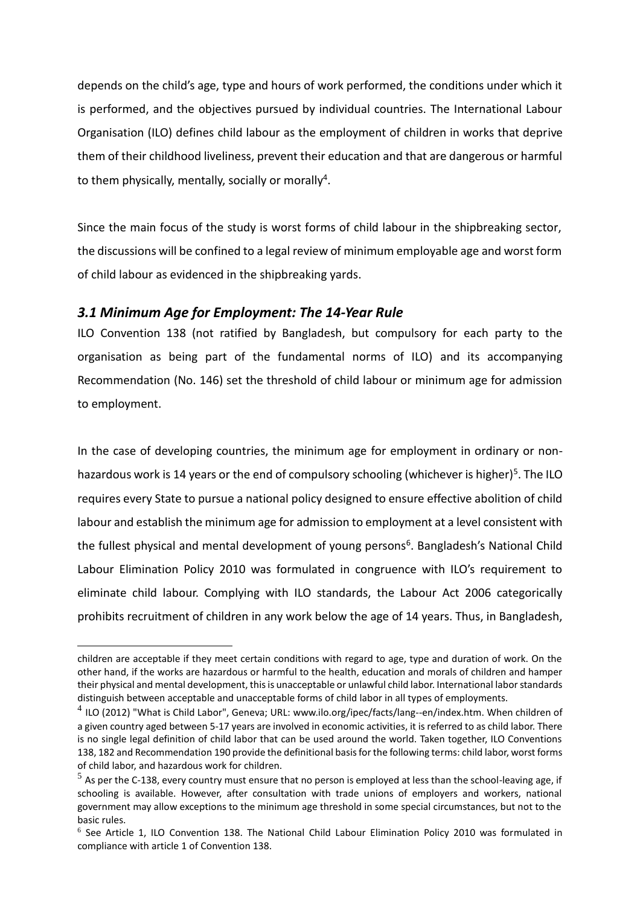depends on the child's age, type and hours of work performed, the conditions under which it is performed, and the objectives pursued by individual countries. The International Labour Organisation (ILO) defines child labour as the employment of children in works that deprive them of their childhood liveliness, prevent their education and that are dangerous or harmful to them physically, mentally, socially or morally[4].

Since the main focus of the study is worst forms of child labour in the shipbreaking sector, the discussions will be confined to a legal review of minimum employable age and worst form of child labour as evidenced in the shipbreaking yards.

### *3.1 Minimum Age for Employment: The 14-Year Rule*

ILO Convention 138 (not ratified by Bangladesh, but compulsory for each party to the organisation as being part of the fundamental norms of ILO) and its accompanying Recommendation (No. 146) set the threshold of child labour or minimum age for admission to employment.

In the case of developing countries, the minimum age for employment in ordinary or non-hazardous work is 14 years or the end of compulsory schooling (whichever is higher)[5]. The ILO requires every State to pursue a national policy designed to ensure effective abolition of child labour and establish the minimum age for admission to employment at a level consistent with the fullest physical and mental development of young persons[6]. Bangladesh's National Child Labour Elimination Policy 2010 was formulated in congruence with ILO's requirement to eliminate child labour. Complying with ILO standards, the Labour Act 2006 categorically prohibits recruitment of children in any work below the age of 14 years. Thus, in Bangladesh,

---

children are acceptable if they meet certain conditions with regard to age, type and duration of work. On the other hand, if the works are hazardous or harmful to the health, education and morals of children and hamper their physical and mental development, this is unacceptable or unlawful child labor. International labor standards distinguish between acceptable and unacceptable forms of child labor in all types of employments.

[4] ILO (2012) "What is Child Labor", Geneva; URL: www.ilo.org/ipec/facts/lang--en/index.htm. When children of a given country aged between 5-17 years are involved in economic activities, it is referred to as child labor. There is no single legal definition of child labor that can be used around the world. Taken together, ILO Conventions 138, 182 and Recommendation 190 provide the definitional basis for the following terms: child labor, worst forms of child labor, and hazardous work for children.

[5] As per the C-138, every country must ensure that no person is employed at less than the school-leaving age, if schooling is available. However, after consultation with trade unions of employers and workers, national government may allow exceptions to the minimum age threshold in some special circumstances, but not to the basic rules.

[6] See Article 1, ILO Convention 138. The National Child Labour Elimination Policy 2010 was formulated in compliance with article 1 of Convention 138.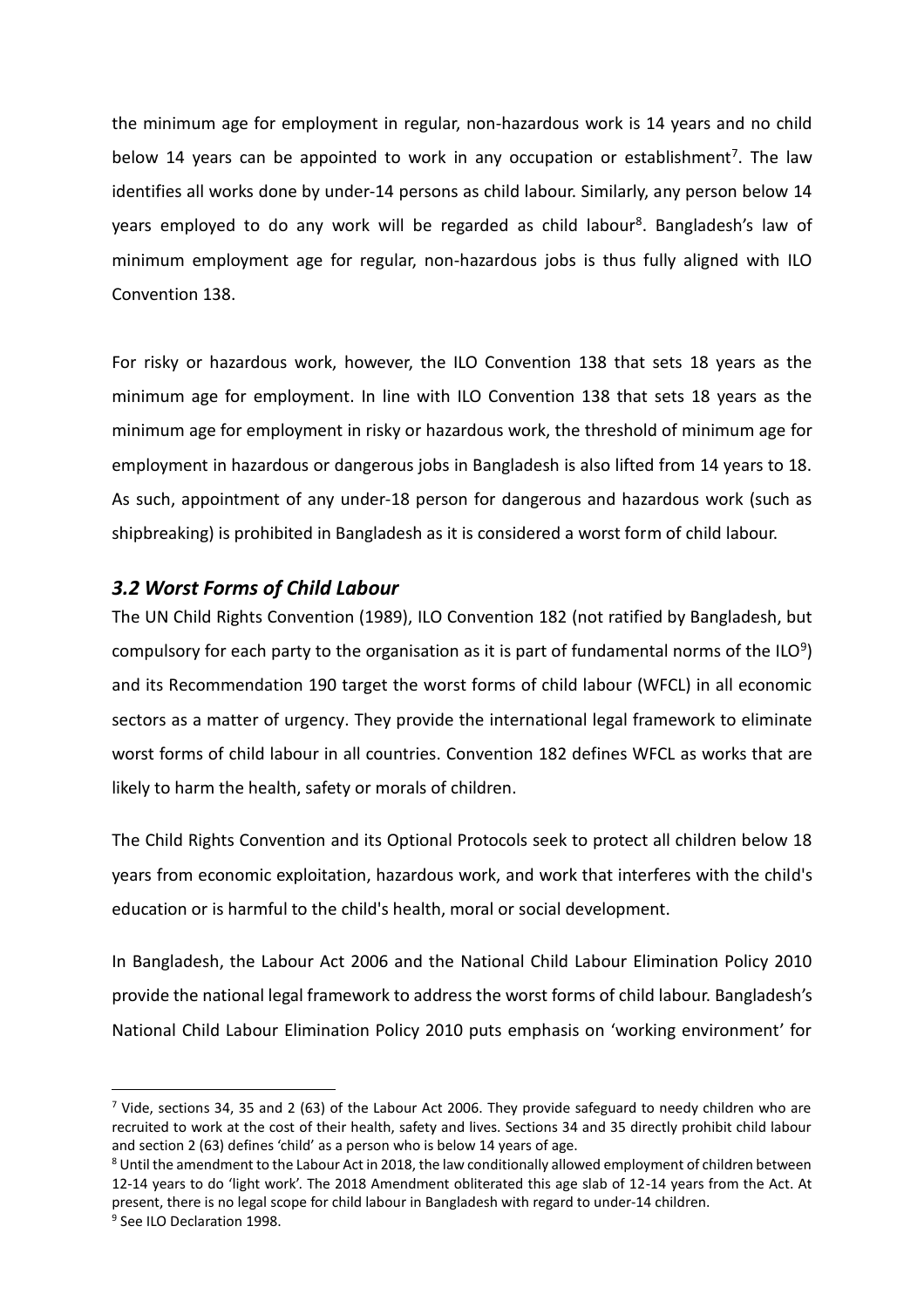the minimum age for employment in regular, non-hazardous work is 14 years and no child below 14 years can be appointed to work in any occupation or establishment[7]. The law identifies all works done by under-14 persons as child labour. Similarly, any person below 14 years employed to do any work will be regarded as child labour[8]. Bangladesh's law of minimum employment age for regular, non-hazardous jobs is thus fully aligned with ILO Convention 138.

For risky or hazardous work, however, the ILO Convention 138 that sets 18 years as the minimum age for employment. In line with ILO Convention 138 that sets 18 years as the minimum age for employment in risky or hazardous work, the threshold of minimum age for employment in hazardous or dangerous jobs in Bangladesh is also lifted from 14 years to 18. As such, appointment of any under-18 person for dangerous and hazardous work (such as shipbreaking) is prohibited in Bangladesh as it is considered a worst form of child labour.

### *3.2 Worst Forms of Child Labour*

The UN Child Rights Convention (1989), ILO Convention 182 (not ratified by Bangladesh, but compulsory for each party to the organisation as it is part of fundamental norms of the ILO[9]) and its Recommendation 190 target the worst forms of child labour (WFCL) in all economic sectors as a matter of urgency. They provide the international legal framework to eliminate worst forms of child labour in all countries. Convention 182 defines WFCL as works that are likely to harm the health, safety or morals of children.

The Child Rights Convention and its Optional Protocols seek to protect all children below 18 years from economic exploitation, hazardous work, and work that interferes with the child's education or is harmful to the child's health, moral or social development.

In Bangladesh, the Labour Act 2006 and the National Child Labour Elimination Policy 2010 provide the national legal framework to address the worst forms of child labour. Bangladesh's National Child Labour Elimination Policy 2010 puts emphasis on 'working environment' for

---

[7] Vide, sections 34, 35 and 2 (63) of the Labour Act 2006. They provide safeguard to needy children who are recruited to work at the cost of their health, safety and lives. Sections 34 and 35 directly prohibit child labour and section 2 (63) defines 'child' as a person who is below 14 years of age.

[8] Until the amendment to the Labour Act in 2018, the law conditionally allowed employment of children between 12-14 years to do 'light work'. The 2018 Amendment obliterated this age slab of 12-14 years from the Act. At present, there is no legal scope for child labour in Bangladesh with regard to under-14 children.

[9] See ILO Declaration 1998.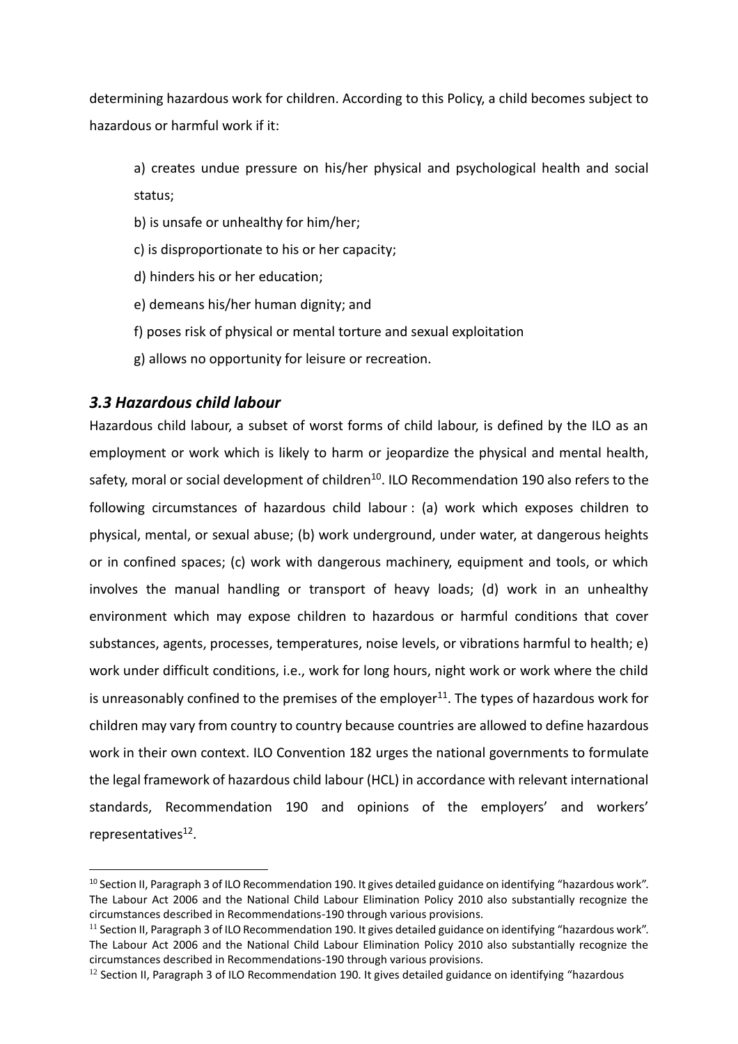determining hazardous work for children. According to this Policy, a child becomes subject to hazardous or harmful work if it:

a) creates undue pressure on his/her physical and psychological health and social status;

b) is unsafe or unhealthy for him/her;

c) is disproportionate to his or her capacity;

d) hinders his or her education;

e) demeans his/her human dignity; and

f) poses risk of physical or mental torture and sexual exploitation

g) allows no opportunity for leisure or recreation.

### *3.3 Hazardous child labour*

Hazardous child labour, a subset of worst forms of child labour, is defined by the ILO as an employment or work which is likely to harm or jeopardize the physical and mental health, safety, moral or social development of children[10]. ILO Recommendation 190 also refers to the following circumstances of hazardous child labour : (a) work which exposes children to physical, mental, or sexual abuse; (b) work underground, under water, at dangerous heights or in confined spaces; (c) work with dangerous machinery, equipment and tools, or which involves the manual handling or transport of heavy loads; (d) work in an unhealthy environment which may expose children to hazardous or harmful conditions that cover substances, agents, processes, temperatures, noise levels, or vibrations harmful to health; e) work under difficult conditions, i.e., work for long hours, night work or work where the child is unreasonably confined to the premises of the employer[11]. The types of hazardous work for children may vary from country to country because countries are allowed to define hazardous work in their own context. ILO Convention 182 urges the national governments to formulate the legal framework of hazardous child labour (HCL) in accordance with relevant international standards, Recommendation 190 and opinions of the employers' and workers' representatives[12].

---

[10] Section II, Paragraph 3 of ILO Recommendation 190. It gives detailed guidance on identifying "hazardous work". The Labour Act 2006 and the National Child Labour Elimination Policy 2010 also substantially recognize the circumstances described in Recommendations-190 through various provisions.

[11] Section II, Paragraph 3 of ILO Recommendation 190. It gives detailed guidance on identifying "hazardous work". The Labour Act 2006 and the National Child Labour Elimination Policy 2010 also substantially recognize the circumstances described in Recommendations-190 through various provisions.

[12] Section II, Paragraph 3 of ILO Recommendation 190. It gives detailed guidance on identifying "hazardous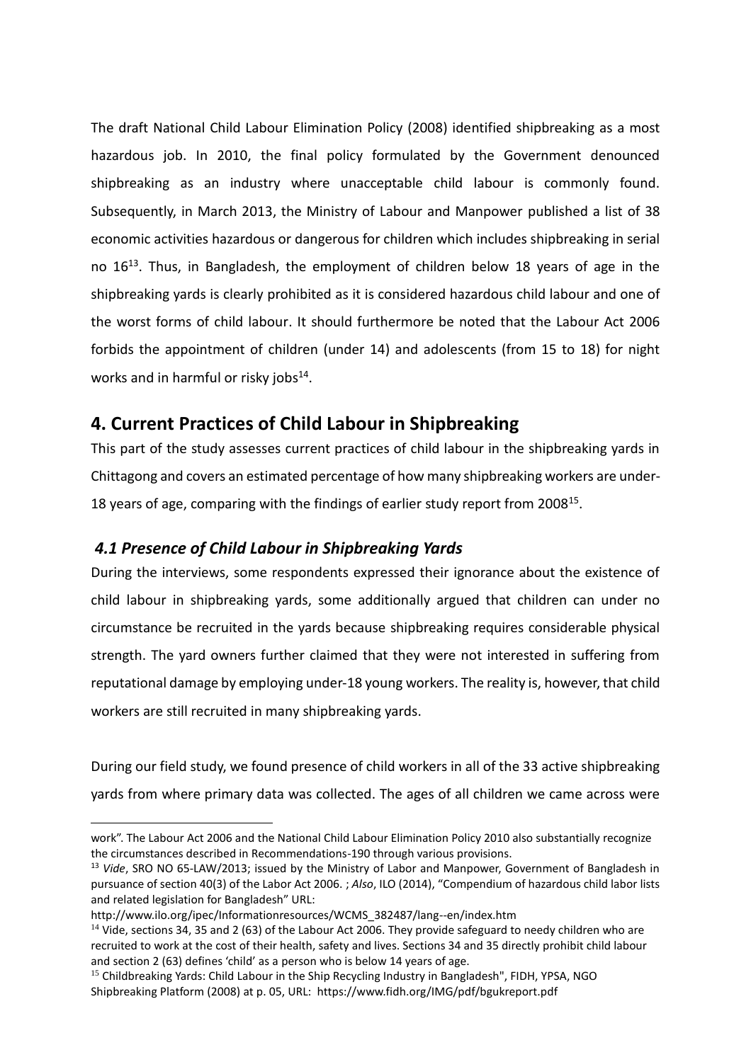The draft National Child Labour Elimination Policy (2008) identified shipbreaking as a most hazardous job. In 2010, the final policy formulated by the Government denounced shipbreaking as an industry where unacceptable child labour is commonly found. Subsequently, in March 2013, the Ministry of Labour and Manpower published a list of 38 economic activities hazardous or dangerous for children which includes shipbreaking in serial no 16[13]. Thus, in Bangladesh, the employment of children below 18 years of age in the shipbreaking yards is clearly prohibited as it is considered hazardous child labour and one of the worst forms of child labour. It should furthermore be noted that the Labour Act 2006 forbids the appointment of children (under 14) and adolescents (from 15 to 18) for night works and in harmful or risky jobs[14].

## 4. Current Practices of Child Labour in Shipbreaking

This part of the study assesses current practices of child labour in the shipbreaking yards in Chittagong and covers an estimated percentage of how many shipbreaking workers are under-18 years of age, comparing with the findings of earlier study report from 2008[15].

### *4.1 Presence of Child Labour in Shipbreaking Yards*

During the interviews, some respondents expressed their ignorance about the existence of child labour in shipbreaking yards, some additionally argued that children can under no circumstance be recruited in the yards because shipbreaking requires considerable physical strength. The yard owners further claimed that they were not interested in suffering from reputational damage by employing under-18 young workers. The reality is, however, that child workers are still recruited in many shipbreaking yards.

During our field study, we found presence of child workers in all of the 33 active shipbreaking yards from where primary data was collected. The ages of all children we came across were

---

work". The Labour Act 2006 and the National Child Labour Elimination Policy 2010 also substantially recognize the circumstances described in Recommendations-190 through various provisions.

[13] *Vide*, SRO NO 65-LAW/2013; issued by the Ministry of Labor and Manpower, Government of Bangladesh in pursuance of section 40(3) of the Labor Act 2006. ; *Also*, ILO (2014), "Compendium of hazardous child labor lists and related legislation for Bangladesh" URL: http://www.ilo.org/ipec/Informationresources/WCMS_382487/lang--en/index.htm

[14] Vide, sections 34, 35 and 2 (63) of the Labour Act 2006. They provide safeguard to needy children who are recruited to work at the cost of their health, safety and lives. Sections 34 and 35 directly prohibit child labour and section 2 (63) defines 'child' as a person who is below 14 years of age.

[15] Childbreaking Yards: Child Labour in the Ship Recycling Industry in Bangladesh", FIDH, YPSA, NGO Shipbreaking Platform (2008) at p. 05, URL: https://www.fidh.org/IMG/pdf/bgukreport.pdf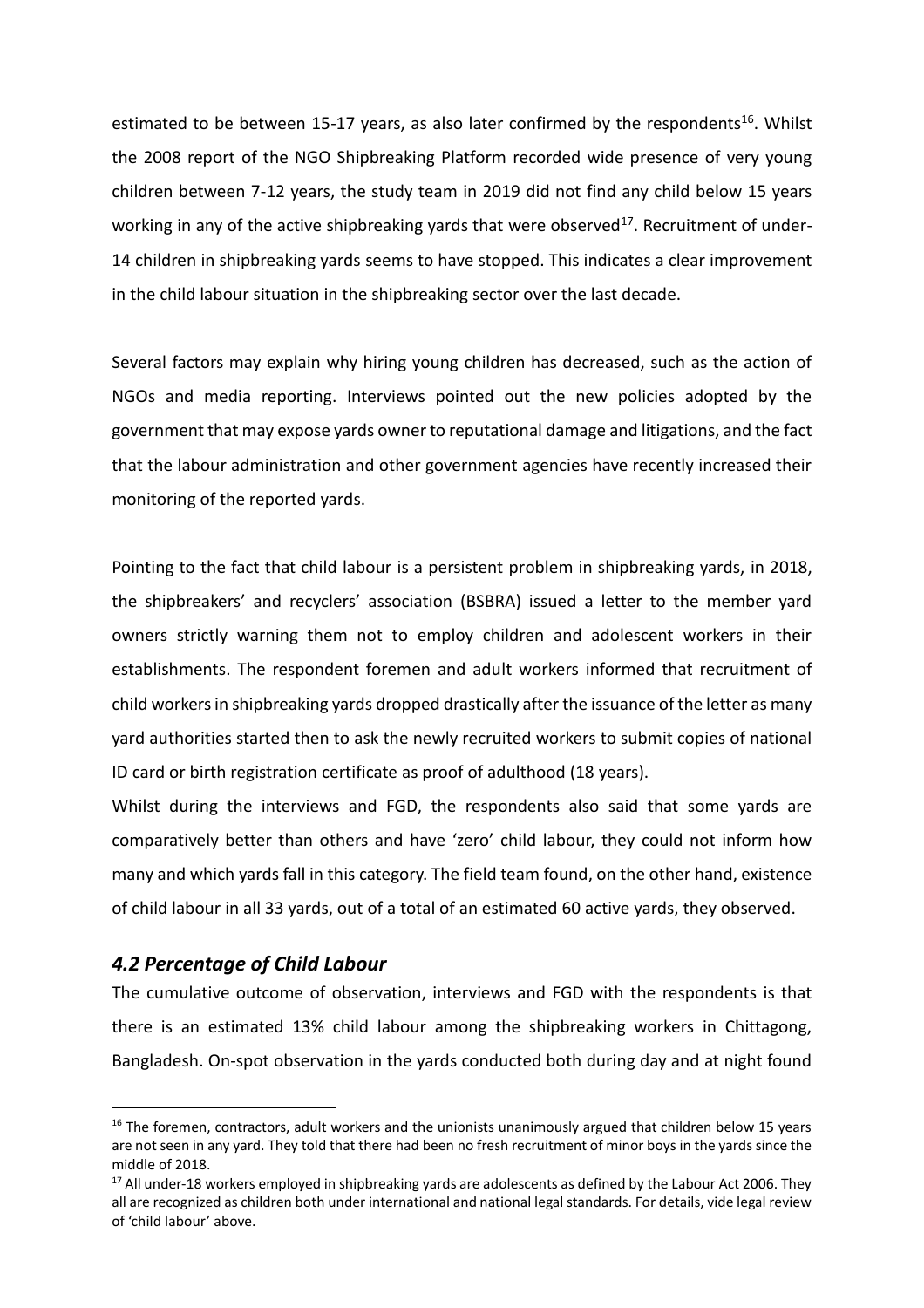estimated to be between 15-17 years, as also later confirmed by the respondents[16]. Whilst the 2008 report of the NGO Shipbreaking Platform recorded wide presence of very young children between 7-12 years, the study team in 2019 did not find any child below 15 years working in any of the active shipbreaking yards that were observed[17]. Recruitment of under-14 children in shipbreaking yards seems to have stopped. This indicates a clear improvement in the child labour situation in the shipbreaking sector over the last decade.

Several factors may explain why hiring young children has decreased, such as the action of NGOs and media reporting. Interviews pointed out the new policies adopted by the government that may expose yards owner to reputational damage and litigations, and the fact that the labour administration and other government agencies have recently increased their monitoring of the reported yards.

Pointing to the fact that child labour is a persistent problem in shipbreaking yards, in 2018, the shipbreakers' and recyclers' association (BSBRA) issued a letter to the member yard owners strictly warning them not to employ children and adolescent workers in their establishments. The respondent foremen and adult workers informed that recruitment of child workers in shipbreaking yards dropped drastically after the issuance of the letter as many yard authorities started then to ask the newly recruited workers to submit copies of national ID card or birth registration certificate as proof of adulthood (18 years).

Whilst during the interviews and FGD, the respondents also said that some yards are comparatively better than others and have 'zero' child labour, they could not inform how many and which yards fall in this category. The field team found, on the other hand, existence of child labour in all 33 yards, out of a total of an estimated 60 active yards, they observed.

### *4.2 Percentage of Child Labour*

The cumulative outcome of observation, interviews and FGD with the respondents is that there is an estimated 13% child labour among the shipbreaking workers in Chittagong, Bangladesh. On-spot observation in the yards conducted both during day and at night found

---

[16] The foremen, contractors, adult workers and the unionists unanimously argued that children below 15 years are not seen in any yard. They told that there had been no fresh recruitment of minor boys in the yards since the middle of 2018.

[17] All under-18 workers employed in shipbreaking yards are adolescents as defined by the Labour Act 2006. They all are recognized as children both under international and national legal standards. For details, vide legal review of 'child labour' above.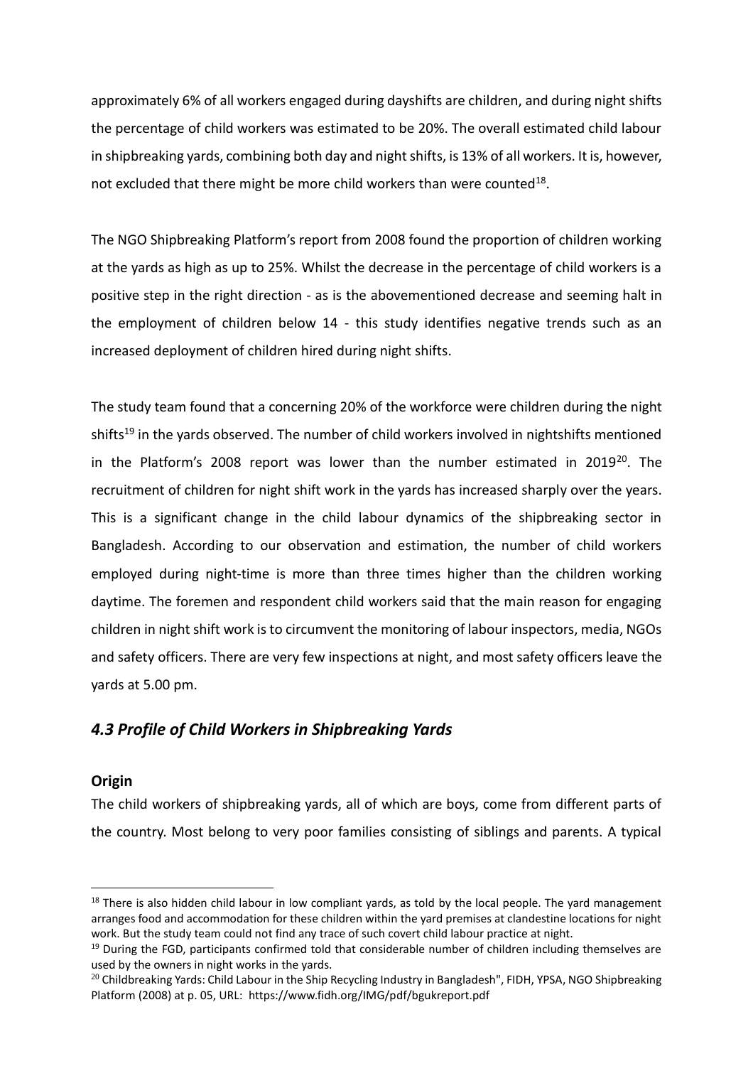approximately 6% of all workers engaged during dayshifts are children, and during night shifts the percentage of child workers was estimated to be 20%. The overall estimated child labour in shipbreaking yards, combining both day and night shifts, is 13% of all workers. It is, however, not excluded that there might be more child workers than were counted[18].

The NGO Shipbreaking Platform's report from 2008 found the proportion of children working at the yards as high as up to 25%. Whilst the decrease in the percentage of child workers is a positive step in the right direction - as is the abovementioned decrease and seeming halt in the employment of children below 14 - this study identifies negative trends such as an increased deployment of children hired during night shifts.

The study team found that a concerning 20% of the workforce were children during the night shifts[19] in the yards observed. The number of child workers involved in nightshifts mentioned in the Platform's 2008 report was lower than the number estimated in 2019[20]. The recruitment of children for night shift work in the yards has increased sharply over the years. This is a significant change in the child labour dynamics of the shipbreaking sector in Bangladesh. According to our observation and estimation, the number of child workers employed during night-time is more than three times higher than the children working daytime. The foremen and respondent child workers said that the main reason for engaging children in night shift work is to circumvent the monitoring of labour inspectors, media, NGOs and safety officers. There are very few inspections at night, and most safety officers leave the yards at 5.00 pm.

## *4.3 Profile of Child Workers in Shipbreaking Yards*

**Origin**

The child workers of shipbreaking yards, all of which are boys, come from different parts of the country. Most belong to very poor families consisting of siblings and parents. A typical

---

[18] There is also hidden child labour in low compliant yards, as told by the local people. The yard management arranges food and accommodation for these children within the yard premises at clandestine locations for night work. But the study team could not find any trace of such covert child labour practice at night.

[19] During the FGD, participants confirmed told that considerable number of children including themselves are used by the owners in night works in the yards.

[20] Childbreaking Yards: Child Labour in the Ship Recycling Industry in Bangladesh", FIDH, YPSA, NGO Shipbreaking Platform (2008) at p. 05, URL: https://www.fidh.org/IMG/pdf/bgukreport.pdf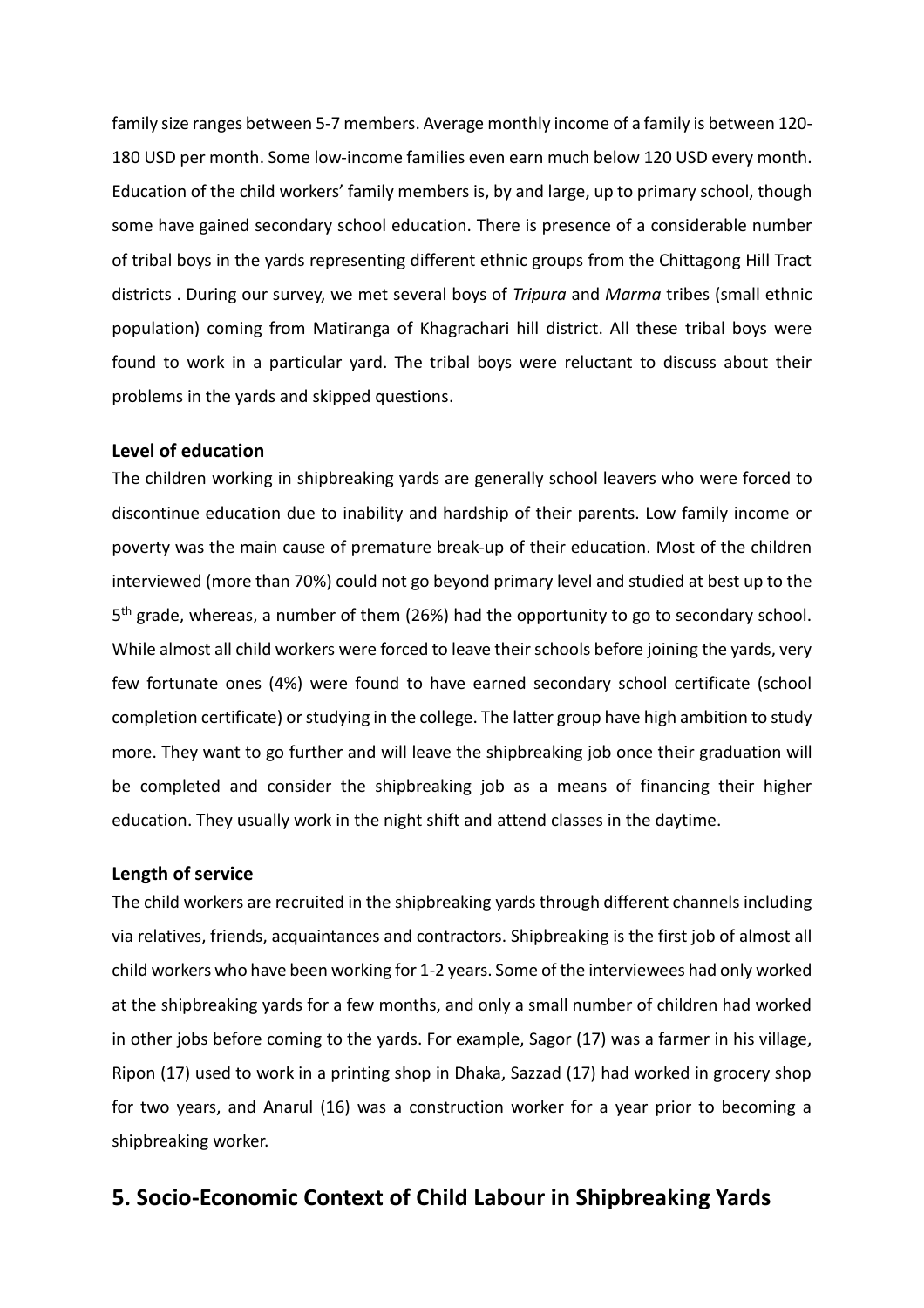family size ranges between 5-7 members. Average monthly income of a family is between 120-180 USD per month. Some low-income families even earn much below 120 USD every month. Education of the child workers' family members is, by and large, up to primary school, though some have gained secondary school education. There is presence of a considerable number of tribal boys in the yards representing different ethnic groups from the Chittagong Hill Tract districts . During our survey, we met several boys of *Tripura* and *Marma* tribes (small ethnic population) coming from Matiranga of Khagrachari hill district. All these tribal boys were found to work in a particular yard. The tribal boys were reluctant to discuss about their problems in the yards and skipped questions.

**Level of education**

The children working in shipbreaking yards are generally school leavers who were forced to discontinue education due to inability and hardship of their parents. Low family income or poverty was the main cause of premature break-up of their education. Most of the children interviewed (more than 70%) could not go beyond primary level and studied at best up to the 5th grade, whereas, a number of them (26%) had the opportunity to go to secondary school. While almost all child workers were forced to leave their schools before joining the yards, very few fortunate ones (4%) were found to have earned secondary school certificate (school completion certificate) or studying in the college. The latter group have high ambition to study more. They want to go further and will leave the shipbreaking job once their graduation will be completed and consider the shipbreaking job as a means of financing their higher education. They usually work in the night shift and attend classes in the daytime.

**Length of service**

The child workers are recruited in the shipbreaking yards through different channels including via relatives, friends, acquaintances and contractors. Shipbreaking is the first job of almost all child workers who have been working for 1-2 years. Some of the interviewees had only worked at the shipbreaking yards for a few months, and only a small number of children had worked in other jobs before coming to the yards. For example, Sagor (17) was a farmer in his village, Ripon (17) used to work in a printing shop in Dhaka, Sazzad (17) had worked in grocery shop for two years, and Anarul (16) was a construction worker for a year prior to becoming a shipbreaking worker.

## 5. Socio-Economic Context of Child Labour in Shipbreaking Yards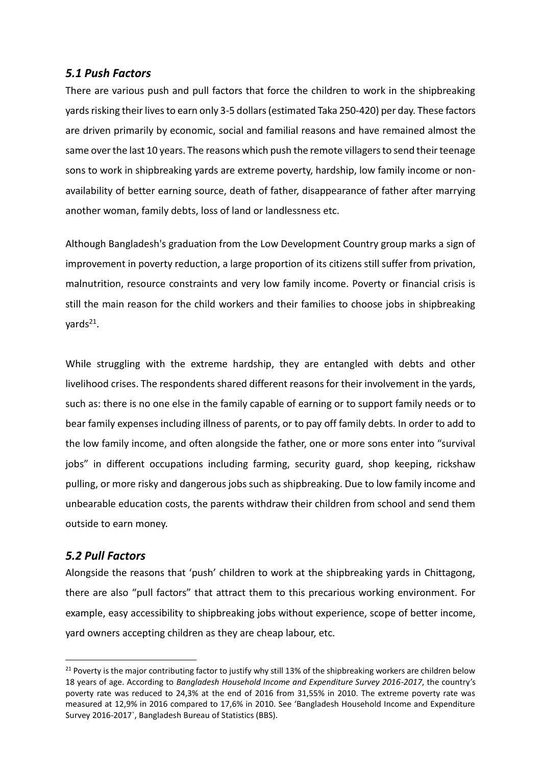### *5.1 Push Factors*

There are various push and pull factors that force the children to work in the shipbreaking yards risking their lives to earn only 3-5 dollars (estimated Taka 250-420) per day. These factors are driven primarily by economic, social and familial reasons and have remained almost the same over the last 10 years. The reasons which push the remote villagers to send their teenage sons to work in shipbreaking yards are extreme poverty, hardship, low family income or non-availability of better earning source, death of father, disappearance of father after marrying another woman, family debts, loss of land or landlessness etc.

Although Bangladesh's graduation from the Low Development Country group marks a sign of improvement in poverty reduction, a large proportion of its citizens still suffer from privation, malnutrition, resource constraints and very low family income. Poverty or financial crisis is still the main reason for the child workers and their families to choose jobs in shipbreaking yards[21].

While struggling with the extreme hardship, they are entangled with debts and other livelihood crises. The respondents shared different reasons for their involvement in the yards, such as: there is no one else in the family capable of earning or to support family needs or to bear family expenses including illness of parents, or to pay off family debts. In order to add to the low family income, and often alongside the father, one or more sons enter into "survival jobs" in different occupations including farming, security guard, shop keeping, rickshaw pulling, or more risky and dangerous jobs such as shipbreaking. Due to low family income and unbearable education costs, the parents withdraw their children from school and send them outside to earn money.

### *5.2 Pull Factors*

Alongside the reasons that 'push' children to work at the shipbreaking yards in Chittagong, there are also "pull factors" that attract them to this precarious working environment. For example, easy accessibility to shipbreaking jobs without experience, scope of better income, yard owners accepting children as they are cheap labour, etc.

---

[21] Poverty is the major contributing factor to justify why still 13% of the shipbreaking workers are children below 18 years of age. According to *Bangladesh Household Income and Expenditure Survey 2016-2017*, the country's poverty rate was reduced to 24,3% at the end of 2016 from 31,55% in 2010. The extreme poverty rate was measured at 12,9% in 2016 compared to 17,6% in 2010. See 'Bangladesh Household Income and Expenditure Survey 2016-2017`, Bangladesh Bureau of Statistics (BBS).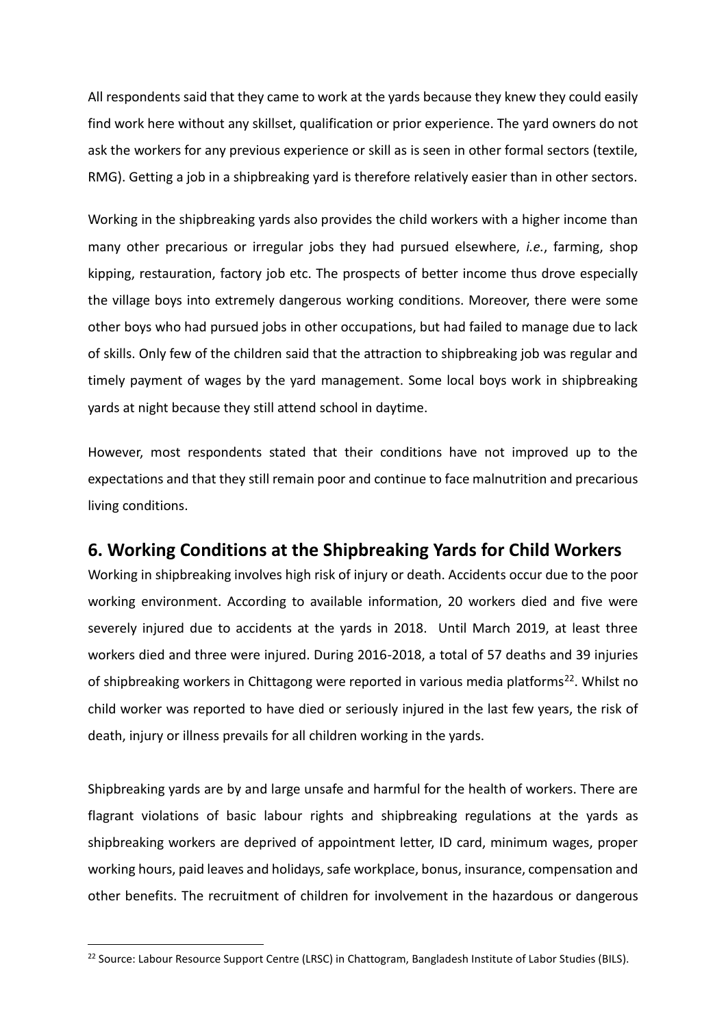All respondents said that they came to work at the yards because they knew they could easily find work here without any skillset, qualification or prior experience. The yard owners do not ask the workers for any previous experience or skill as is seen in other formal sectors (textile, RMG). Getting a job in a shipbreaking yard is therefore relatively easier than in other sectors.

Working in the shipbreaking yards also provides the child workers with a higher income than many other precarious or irregular jobs they had pursued elsewhere, *i.e.*, farming, shop kipping, restauration, factory job etc. The prospects of better income thus drove especially the village boys into extremely dangerous working conditions. Moreover, there were some other boys who had pursued jobs in other occupations, but had failed to manage due to lack of skills. Only few of the children said that the attraction to shipbreaking job was regular and timely payment of wages by the yard management. Some local boys work in shipbreaking yards at night because they still attend school in daytime.

However, most respondents stated that their conditions have not improved up to the expectations and that they still remain poor and continue to face malnutrition and precarious living conditions.

## 6. Working Conditions at the Shipbreaking Yards for Child Workers

Working in shipbreaking involves high risk of injury or death. Accidents occur due to the poor working environment. According to available information, 20 workers died and five were severely injured due to accidents at the yards in 2018. Until March 2019, at least three workers died and three were injured. During 2016-2018, a total of 57 deaths and 39 injuries of shipbreaking workers in Chittagong were reported in various media platforms[22]. Whilst no child worker was reported to have died or seriously injured in the last few years, the risk of death, injury or illness prevails for all children working in the yards.

Shipbreaking yards are by and large unsafe and harmful for the health of workers. There are flagrant violations of basic labour rights and shipbreaking regulations at the yards as shipbreaking workers are deprived of appointment letter, ID card, minimum wages, proper working hours, paid leaves and holidays, safe workplace, bonus, insurance, compensation and other benefits. The recruitment of children for involvement in the hazardous or dangerous

[22] Source: Labour Resource Support Centre (LRSC) in Chattogram, Bangladesh Institute of Labor Studies (BILS).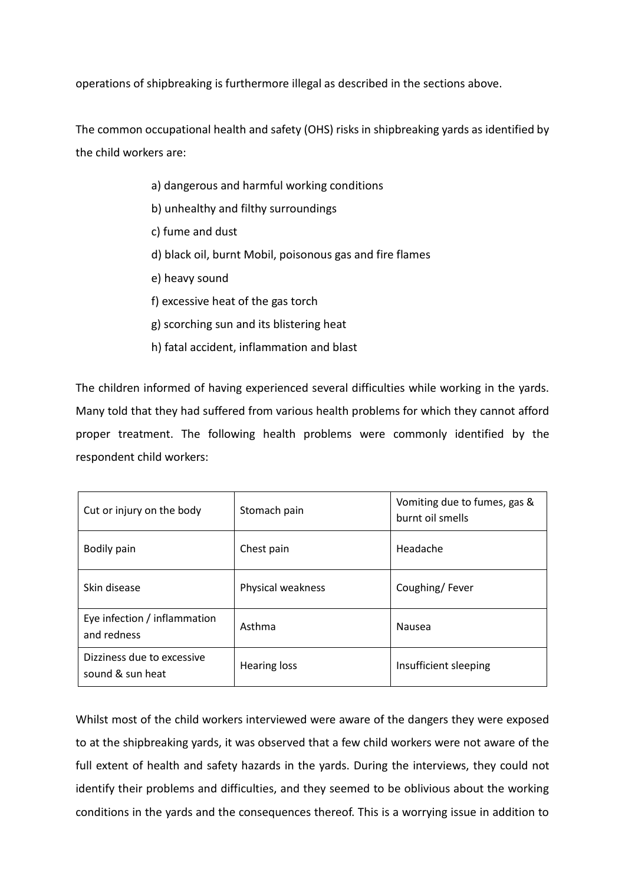operations of shipbreaking is furthermore illegal as described in the sections above.

The common occupational health and safety (OHS) risks in shipbreaking yards as identified by the child workers are:

a) dangerous and harmful working conditions
b) unhealthy and filthy surroundings
c) fume and dust
d) black oil, burnt Mobil, poisonous gas and fire flames
e) heavy sound
f) excessive heat of the gas torch
g) scorching sun and its blistering heat
h) fatal accident, inflammation and blast

The children informed of having experienced several difficulties while working in the yards. Many told that they had suffered from various health problems for which they cannot afford proper treatment. The following health problems were commonly identified by the respondent child workers:

| | | |
|---|---|---|
| Cut or injury on the body | Stomach pain | Vomiting due to fumes, gas & burnt oil smells |
| Bodily pain | Chest pain | Headache |
| Skin disease | Physical weakness | Coughing/ Fever |
| Eye infection / inflammation and redness | Asthma | Nausea |
| Dizziness due to excessive sound & sun heat | Hearing loss | Insufficient sleeping |

Whilst most of the child workers interviewed were aware of the dangers they were exposed to at the shipbreaking yards, it was observed that a few child workers were not aware of the full extent of health and safety hazards in the yards. During the interviews, they could not identify their problems and difficulties, and they seemed to be oblivious about the working conditions in the yards and the consequences thereof. This is a worrying issue in addition to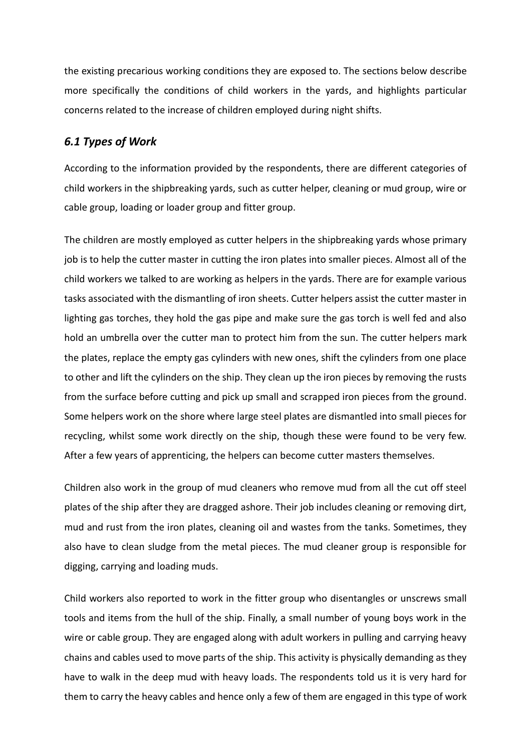the existing precarious working conditions they are exposed to. The sections below describe more specifically the conditions of child workers in the yards, and highlights particular concerns related to the increase of children employed during night shifts.

### *6.1 Types of Work*

According to the information provided by the respondents, there are different categories of child workers in the shipbreaking yards, such as cutter helper, cleaning or mud group, wire or cable group, loading or loader group and fitter group.

The children are mostly employed as cutter helpers in the shipbreaking yards whose primary job is to help the cutter master in cutting the iron plates into smaller pieces. Almost all of the child workers we talked to are working as helpers in the yards. There are for example various tasks associated with the dismantling of iron sheets. Cutter helpers assist the cutter master in lighting gas torches, they hold the gas pipe and make sure the gas torch is well fed and also hold an umbrella over the cutter man to protect him from the sun. The cutter helpers mark the plates, replace the empty gas cylinders with new ones, shift the cylinders from one place to other and lift the cylinders on the ship. They clean up the iron pieces by removing the rusts from the surface before cutting and pick up small and scrapped iron pieces from the ground. Some helpers work on the shore where large steel plates are dismantled into small pieces for recycling, whilst some work directly on the ship, though these were found to be very few. After a few years of apprenticing, the helpers can become cutter masters themselves.

Children also work in the group of mud cleaners who remove mud from all the cut off steel plates of the ship after they are dragged ashore. Their job includes cleaning or removing dirt, mud and rust from the iron plates, cleaning oil and wastes from the tanks. Sometimes, they also have to clean sludge from the metal pieces. The mud cleaner group is responsible for digging, carrying and loading muds.

Child workers also reported to work in the fitter group who disentangles or unscrews small tools and items from the hull of the ship. Finally, a small number of young boys work in the wire or cable group. They are engaged along with adult workers in pulling and carrying heavy chains and cables used to move parts of the ship. This activity is physically demanding as they have to walk in the deep mud with heavy loads. The respondents told us it is very hard for them to carry the heavy cables and hence only a few of them are engaged in this type of work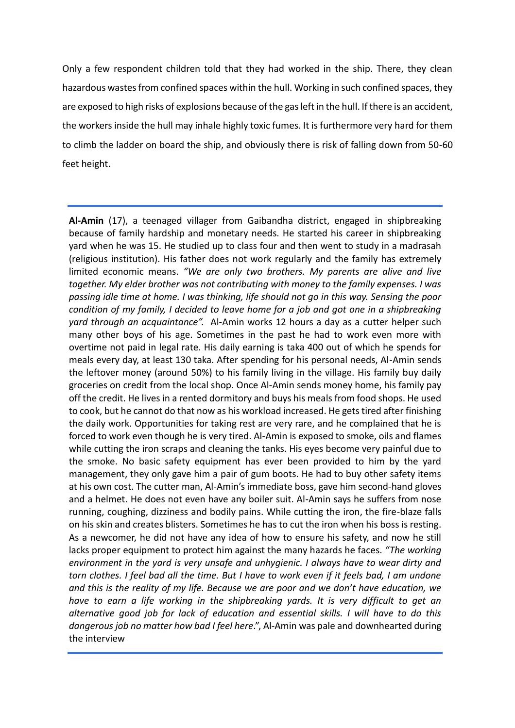Only a few respondent children told that they had worked in the ship. There, they clean hazardous wastes from confined spaces within the hull. Working in such confined spaces, they are exposed to high risks of explosions because of the gas left in the hull. If there is an accident, the workers inside the hull may inhale highly toxic fumes. It is furthermore very hard for them to climb the ladder on board the ship, and obviously there is risk of falling down from 50-60 feet height.

---

**Al-Amin** (17), a teenaged villager from Gaibandha district, engaged in shipbreaking because of family hardship and monetary needs. He started his career in shipbreaking yard when he was 15. He studied up to class four and then went to study in a madrasah (religious institution). His father does not work regularly and the family has extremely limited economic means. *"We are only two brothers. My parents are alive and live together. My elder brother was not contributing with money to the family expenses. I was passing idle time at home. I was thinking, life should not go in this way. Sensing the poor condition of my family, I decided to leave home for a job and got one in a shipbreaking yard through an acquaintance".* Al-Amin works 12 hours a day as a cutter helper such many other boys of his age. Sometimes in the past he had to work even more with overtime not paid in legal rate. His daily earning is taka 400 out of which he spends for meals every day, at least 130 taka. After spending for his personal needs, Al-Amin sends the leftover money (around 50%) to his family living in the village. His family buy daily groceries on credit from the local shop. Once Al-Amin sends money home, his family pay off the credit. He lives in a rented dormitory and buys his meals from food shops. He used to cook, but he cannot do that now as his workload increased. He gets tired after finishing the daily work. Opportunities for taking rest are very rare, and he complained that he is forced to work even though he is very tired. Al-Amin is exposed to smoke, oils and flames while cutting the iron scraps and cleaning the tanks. His eyes become very painful due to the smoke. No basic safety equipment has ever been provided to him by the yard management, they only gave him a pair of gum boots. He had to buy other safety items at his own cost. The cutter man, Al-Amin's immediate boss, gave him second-hand gloves and a helmet. He does not even have any boiler suit. Al-Amin says he suffers from nose running, coughing, dizziness and bodily pains. While cutting the iron, the fire-blaze falls on his skin and creates blisters. Sometimes he has to cut the iron when his boss is resting. As a newcomer, he did not have any idea of how to ensure his safety, and now he still lacks proper equipment to protect him against the many hazards he faces. *"The working environment in the yard is very unsafe and unhygienic. I always have to wear dirty and torn clothes. I feel bad all the time. But I have to work even if it feels bad, I am undone and this is the reality of my life. Because we are poor and we don't have education, we have to earn a life working in the shipbreaking yards. It is very difficult to get an alternative good job for lack of education and essential skills. I will have to do this dangerous job no matter how bad I feel here*.", Al-Amin was pale and downhearted during the interview

---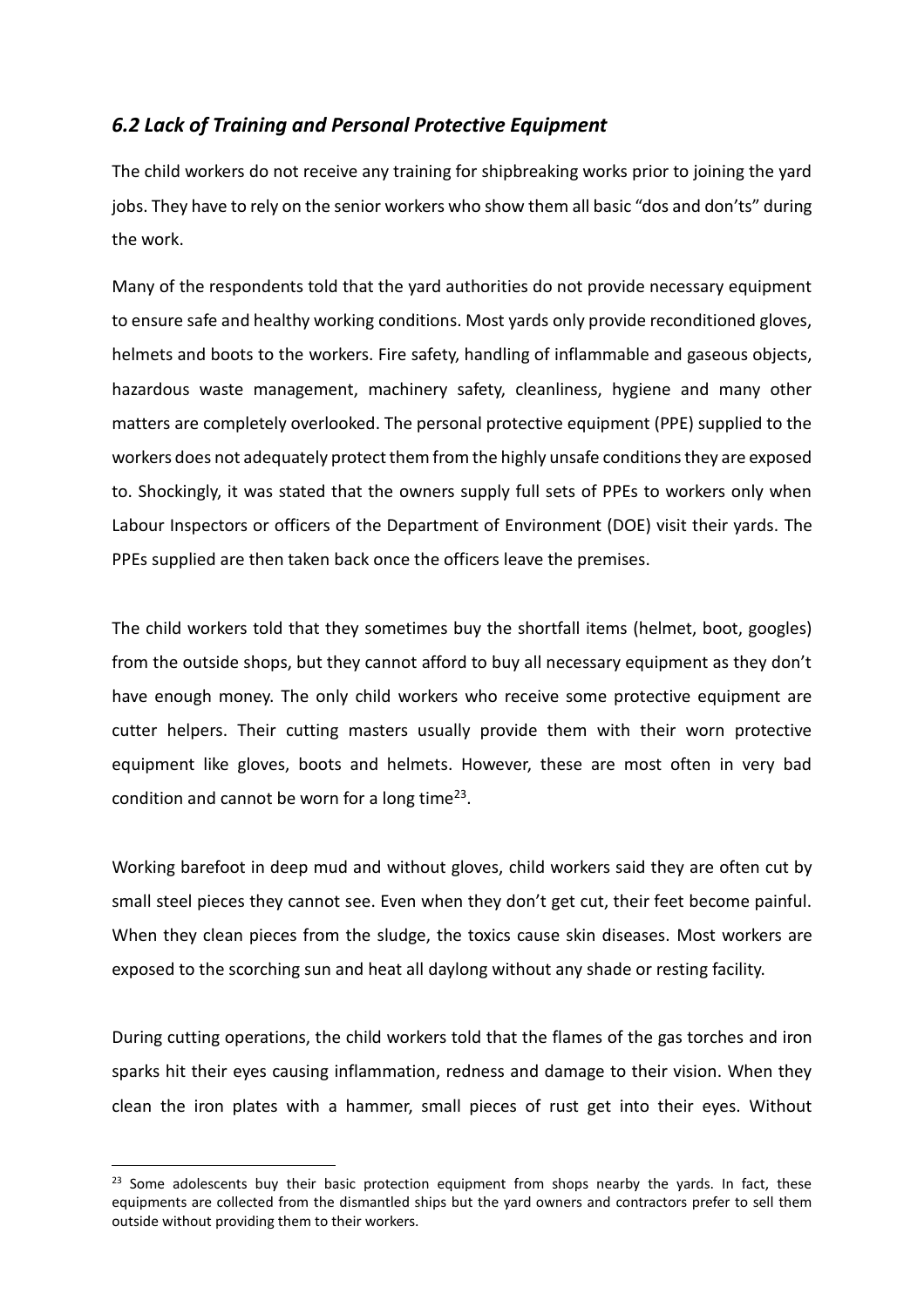### *6.2 Lack of Training and Personal Protective Equipment*

The child workers do not receive any training for shipbreaking works prior to joining the yard jobs. They have to rely on the senior workers who show them all basic "dos and don'ts" during the work.

Many of the respondents told that the yard authorities do not provide necessary equipment to ensure safe and healthy working conditions. Most yards only provide reconditioned gloves, helmets and boots to the workers. Fire safety, handling of inflammable and gaseous objects, hazardous waste management, machinery safety, cleanliness, hygiene and many other matters are completely overlooked. The personal protective equipment (PPE) supplied to the workers does not adequately protect them from the highly unsafe conditions they are exposed to. Shockingly, it was stated that the owners supply full sets of PPEs to workers only when Labour Inspectors or officers of the Department of Environment (DOE) visit their yards. The PPEs supplied are then taken back once the officers leave the premises.

The child workers told that they sometimes buy the shortfall items (helmet, boot, googles) from the outside shops, but they cannot afford to buy all necessary equipment as they don't have enough money. The only child workers who receive some protective equipment are cutter helpers. Their cutting masters usually provide them with their worn protective equipment like gloves, boots and helmets. However, these are most often in very bad condition and cannot be worn for a long time[23].

Working barefoot in deep mud and without gloves, child workers said they are often cut by small steel pieces they cannot see. Even when they don't get cut, their feet become painful. When they clean pieces from the sludge, the toxics cause skin diseases. Most workers are exposed to the scorching sun and heat all daylong without any shade or resting facility.

During cutting operations, the child workers told that the flames of the gas torches and iron sparks hit their eyes causing inflammation, redness and damage to their vision. When they clean the iron plates with a hammer, small pieces of rust get into their eyes. Without

---

[23] Some adolescents buy their basic protection equipment from shops nearby the yards. In fact, these equipments are collected from the dismantled ships but the yard owners and contractors prefer to sell them outside without providing them to their workers.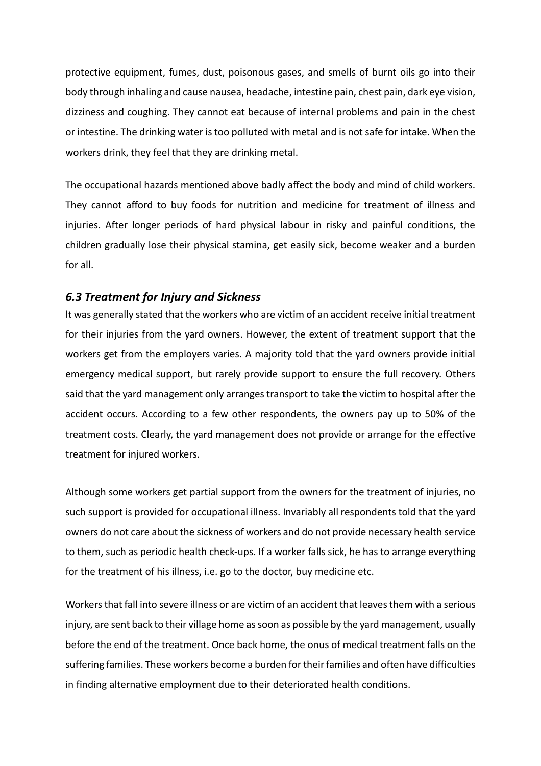protective equipment, fumes, dust, poisonous gases, and smells of burnt oils go into their body through inhaling and cause nausea, headache, intestine pain, chest pain, dark eye vision, dizziness and coughing. They cannot eat because of internal problems and pain in the chest or intestine. The drinking water is too polluted with metal and is not safe for intake. When the workers drink, they feel that they are drinking metal.

The occupational hazards mentioned above badly affect the body and mind of child workers. They cannot afford to buy foods for nutrition and medicine for treatment of illness and injuries. After longer periods of hard physical labour in risky and painful conditions, the children gradually lose their physical stamina, get easily sick, become weaker and a burden for all.

### *6.3 Treatment for Injury and Sickness*

It was generally stated that the workers who are victim of an accident receive initial treatment for their injuries from the yard owners. However, the extent of treatment support that the workers get from the employers varies. A majority told that the yard owners provide initial emergency medical support, but rarely provide support to ensure the full recovery. Others said that the yard management only arranges transport to take the victim to hospital after the accident occurs. According to a few other respondents, the owners pay up to 50% of the treatment costs. Clearly, the yard management does not provide or arrange for the effective treatment for injured workers.

Although some workers get partial support from the owners for the treatment of injuries, no such support is provided for occupational illness. Invariably all respondents told that the yard owners do not care about the sickness of workers and do not provide necessary health service to them, such as periodic health check-ups. If a worker falls sick, he has to arrange everything for the treatment of his illness, i.e. go to the doctor, buy medicine etc.

Workers that fall into severe illness or are victim of an accident that leaves them with a serious injury, are sent back to their village home as soon as possible by the yard management, usually before the end of the treatment. Once back home, the onus of medical treatment falls on the suffering families. These workers become a burden for their families and often have difficulties in finding alternative employment due to their deteriorated health conditions.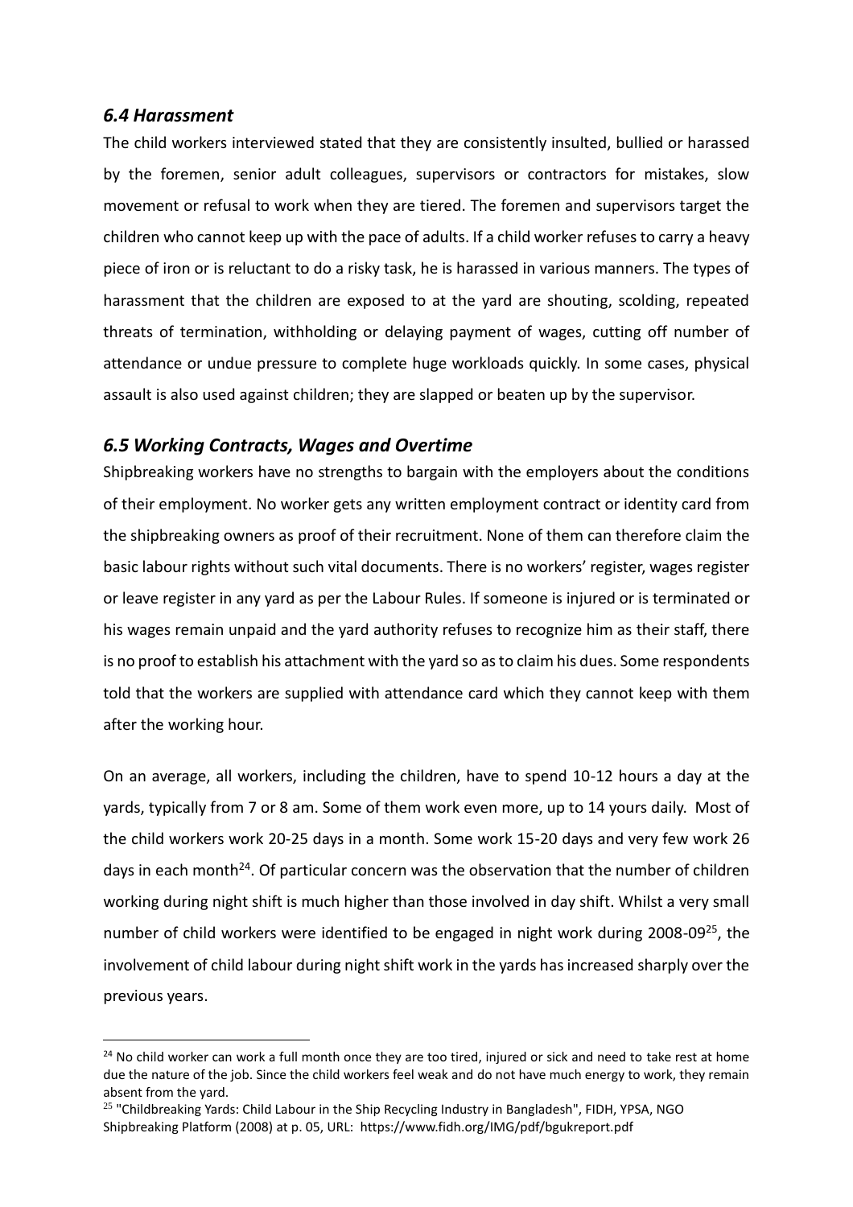### *6.4 Harassment*

The child workers interviewed stated that they are consistently insulted, bullied or harassed by the foremen, senior adult colleagues, supervisors or contractors for mistakes, slow movement or refusal to work when they are tiered. The foremen and supervisors target the children who cannot keep up with the pace of adults. If a child worker refuses to carry a heavy piece of iron or is reluctant to do a risky task, he is harassed in various manners. The types of harassment that the children are exposed to at the yard are shouting, scolding, repeated threats of termination, withholding or delaying payment of wages, cutting off number of attendance or undue pressure to complete huge workloads quickly. In some cases, physical assault is also used against children; they are slapped or beaten up by the supervisor.

### *6.5 Working Contracts, Wages and Overtime*

Shipbreaking workers have no strengths to bargain with the employers about the conditions of their employment. No worker gets any written employment contract or identity card from the shipbreaking owners as proof of their recruitment. None of them can therefore claim the basic labour rights without such vital documents. There is no workers' register, wages register or leave register in any yard as per the Labour Rules. If someone is injured or is terminated or his wages remain unpaid and the yard authority refuses to recognize him as their staff, there is no proof to establish his attachment with the yard so as to claim his dues. Some respondents told that the workers are supplied with attendance card which they cannot keep with them after the working hour.

On an average, all workers, including the children, have to spend 10-12 hours a day at the yards, typically from 7 or 8 am. Some of them work even more, up to 14 yours daily. Most of the child workers work 20-25 days in a month. Some work 15-20 days and very few work 26 days in each month[24]. Of particular concern was the observation that the number of children working during night shift is much higher than those involved in day shift. Whilst a very small number of child workers were identified to be engaged in night work during 2008-09[25], the involvement of child labour during night shift work in the yards has increased sharply over the previous years.

---

[24] No child worker can work a full month once they are too tired, injured or sick and need to take rest at home due the nature of the job. Since the child workers feel weak and do not have much energy to work, they remain absent from the yard.

[25] "Childbreaking Yards: Child Labour in the Ship Recycling Industry in Bangladesh", FIDH, YPSA, NGO Shipbreaking Platform (2008) at p. 05, URL: https://www.fidh.org/IMG/pdf/bgukreport.pdf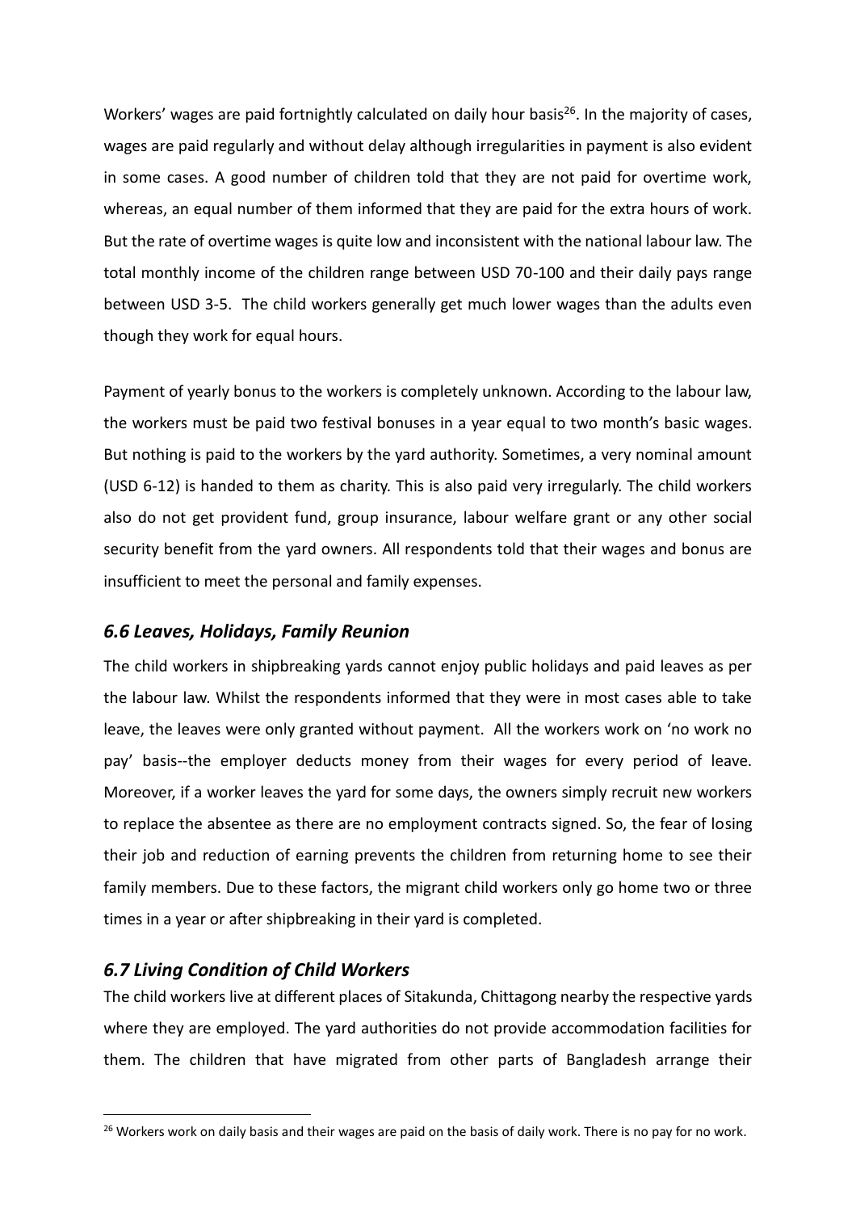Workers' wages are paid fortnightly calculated on daily hour basis[26]. In the majority of cases, wages are paid regularly and without delay although irregularities in payment is also evident in some cases. A good number of children told that they are not paid for overtime work, whereas, an equal number of them informed that they are paid for the extra hours of work. But the rate of overtime wages is quite low and inconsistent with the national labour law. The total monthly income of the children range between USD 70-100 and their daily pays range between USD 3-5. The child workers generally get much lower wages than the adults even though they work for equal hours.

Payment of yearly bonus to the workers is completely unknown. According to the labour law, the workers must be paid two festival bonuses in a year equal to two month's basic wages. But nothing is paid to the workers by the yard authority. Sometimes, a very nominal amount (USD 6-12) is handed to them as charity. This is also paid very irregularly. The child workers also do not get provident fund, group insurance, labour welfare grant or any other social security benefit from the yard owners. All respondents told that their wages and bonus are insufficient to meet the personal and family expenses.

### *6.6 Leaves, Holidays, Family Reunion*

The child workers in shipbreaking yards cannot enjoy public holidays and paid leaves as per the labour law. Whilst the respondents informed that they were in most cases able to take leave, the leaves were only granted without payment. All the workers work on 'no work no pay' basis--the employer deducts money from their wages for every period of leave. Moreover, if a worker leaves the yard for some days, the owners simply recruit new workers to replace the absentee as there are no employment contracts signed. So, the fear of losing their job and reduction of earning prevents the children from returning home to see their family members. Due to these factors, the migrant child workers only go home two or three times in a year or after shipbreaking in their yard is completed.

### *6.7 Living Condition of Child Workers*

The child workers live at different places of Sitakunda, Chittagong nearby the respective yards where they are employed. The yard authorities do not provide accommodation facilities for them. The children that have migrated from other parts of Bangladesh arrange their

---

[26] Workers work on daily basis and their wages are paid on the basis of daily work. There is no pay for no work.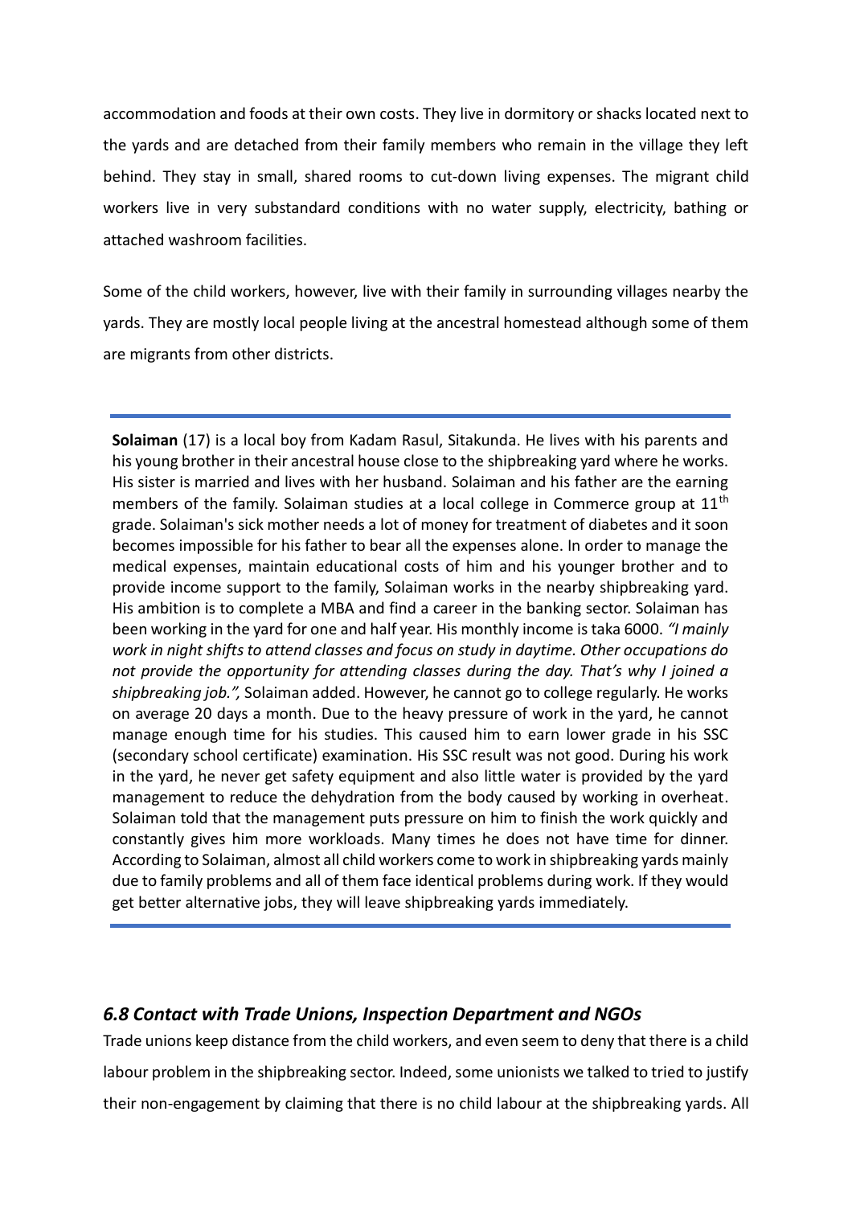accommodation and foods at their own costs. They live in dormitory or shacks located next to the yards and are detached from their family members who remain in the village they left behind. They stay in small, shared rooms to cut-down living expenses. The migrant child workers live in very substandard conditions with no water supply, electricity, bathing or attached washroom facilities.

Some of the child workers, however, live with their family in surrounding villages nearby the yards. They are mostly local people living at the ancestral homestead although some of them are migrants from other districts.

---

**Solaiman** (17) is a local boy from Kadam Rasul, Sitakunda. He lives with his parents and his young brother in their ancestral house close to the shipbreaking yard where he works. His sister is married and lives with her husband. Solaiman and his father are the earning members of the family. Solaiman studies at a local college in Commerce group at 11th grade. Solaiman's sick mother needs a lot of money for treatment of diabetes and it soon becomes impossible for his father to bear all the expenses alone. In order to manage the medical expenses, maintain educational costs of him and his younger brother and to provide income support to the family, Solaiman works in the nearby shipbreaking yard. His ambition is to complete a MBA and find a career in the banking sector. Solaiman has been working in the yard for one and half year. His monthly income is taka 6000. *"I mainly work in night shifts to attend classes and focus on study in daytime. Other occupations do not provide the opportunity for attending classes during the day. That's why I joined a shipbreaking job.",* Solaiman added. However, he cannot go to college regularly. He works on average 20 days a month. Due to the heavy pressure of work in the yard, he cannot manage enough time for his studies. This caused him to earn lower grade in his SSC (secondary school certificate) examination. His SSC result was not good. During his work in the yard, he never get safety equipment and also little water is provided by the yard management to reduce the dehydration from the body caused by working in overheat. Solaiman told that the management puts pressure on him to finish the work quickly and constantly gives him more workloads. Many times he does not have time for dinner. According to Solaiman, almost all child workers come to work in shipbreaking yards mainly due to family problems and all of them face identical problems during work. If they would get better alternative jobs, they will leave shipbreaking yards immediately.

---

### *6.8 Contact with Trade Unions, Inspection Department and NGOs*

Trade unions keep distance from the child workers, and even seem to deny that there is a child labour problem in the shipbreaking sector. Indeed, some unionists we talked to tried to justify their non-engagement by claiming that there is no child labour at the shipbreaking yards. All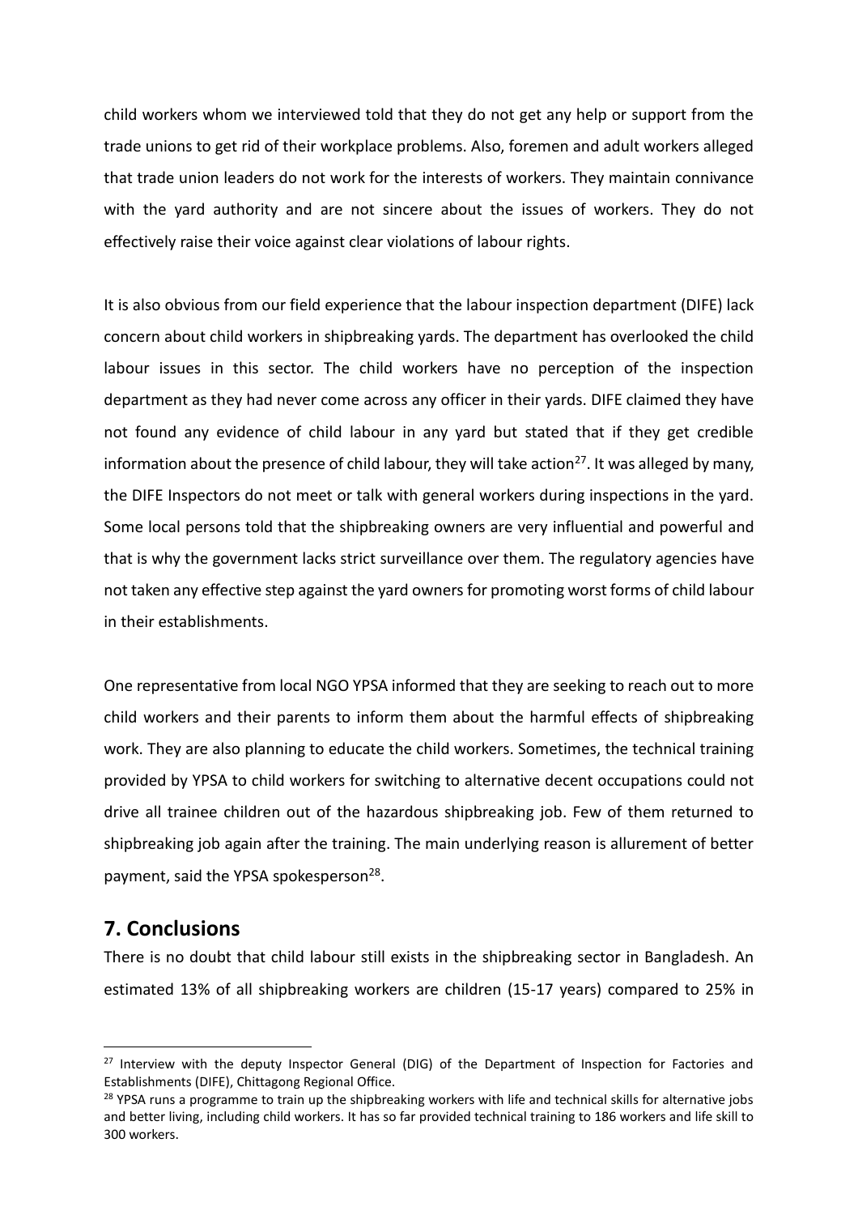child workers whom we interviewed told that they do not get any help or support from the trade unions to get rid of their workplace problems. Also, foremen and adult workers alleged that trade union leaders do not work for the interests of workers. They maintain connivance with the yard authority and are not sincere about the issues of workers. They do not effectively raise their voice against clear violations of labour rights.

It is also obvious from our field experience that the labour inspection department (DIFE) lack concern about child workers in shipbreaking yards. The department has overlooked the child labour issues in this sector. The child workers have no perception of the inspection department as they had never come across any officer in their yards. DIFE claimed they have not found any evidence of child labour in any yard but stated that if they get credible information about the presence of child labour, they will take action[27]. It was alleged by many, the DIFE Inspectors do not meet or talk with general workers during inspections in the yard. Some local persons told that the shipbreaking owners are very influential and powerful and that is why the government lacks strict surveillance over them. The regulatory agencies have not taken any effective step against the yard owners for promoting worst forms of child labour in their establishments.

One representative from local NGO YPSA informed that they are seeking to reach out to more child workers and their parents to inform them about the harmful effects of shipbreaking work. They are also planning to educate the child workers. Sometimes, the technical training provided by YPSA to child workers for switching to alternative decent occupations could not drive all trainee children out of the hazardous shipbreaking job. Few of them returned to shipbreaking job again after the training. The main underlying reason is allurement of better payment, said the YPSA spokesperson[28].

## 7. Conclusions

There is no doubt that child labour still exists in the shipbreaking sector in Bangladesh. An estimated 13% of all shipbreaking workers are children (15-17 years) compared to 25% in

---

[27] Interview with the deputy Inspector General (DIG) of the Department of Inspection for Factories and Establishments (DIFE), Chittagong Regional Office.

[28] YPSA runs a programme to train up the shipbreaking workers with life and technical skills for alternative jobs and better living, including child workers. It has so far provided technical training to 186 workers and life skill to 300 workers.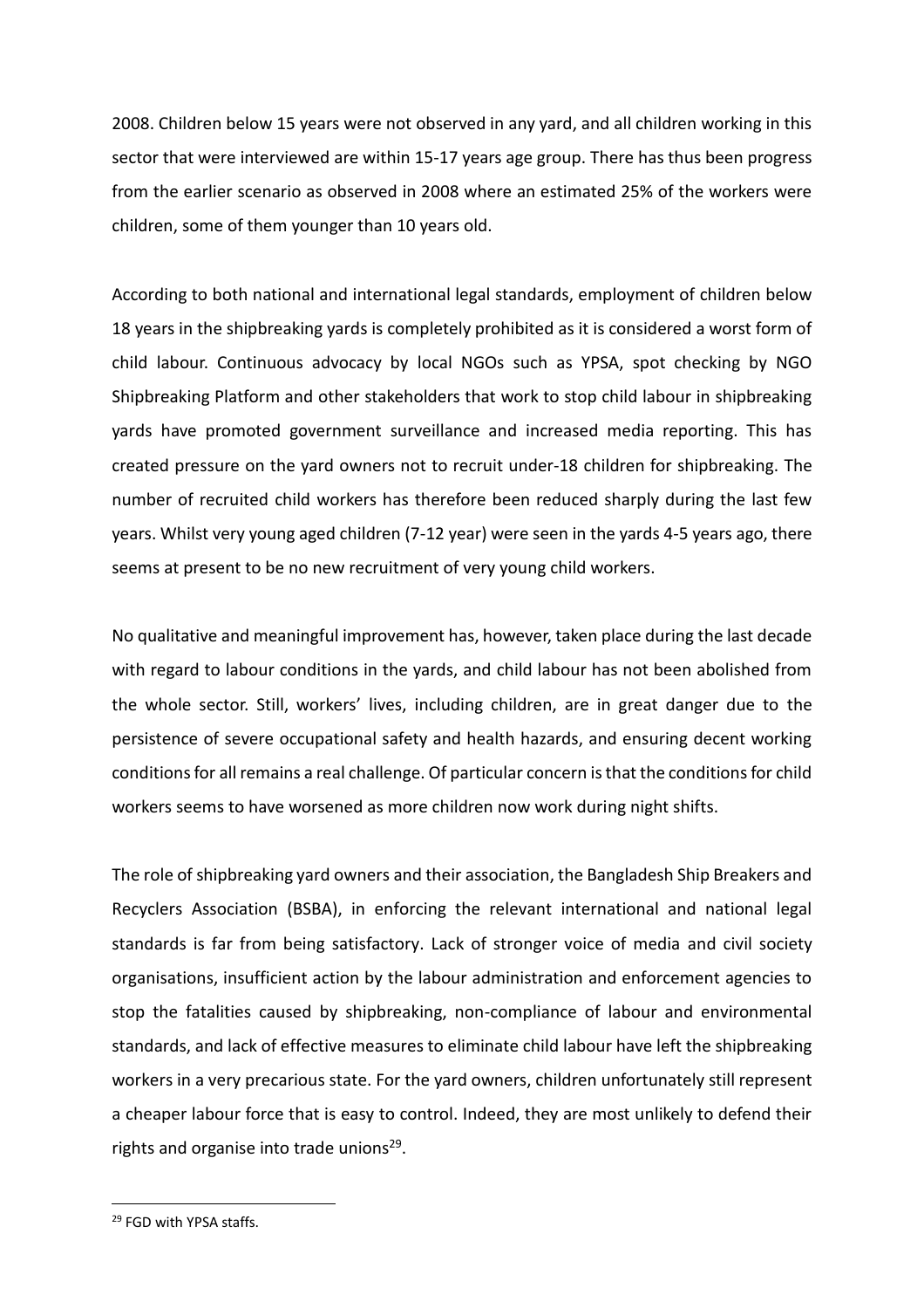2008. Children below 15 years were not observed in any yard, and all children working in this sector that were interviewed are within 15-17 years age group. There has thus been progress from the earlier scenario as observed in 2008 where an estimated 25% of the workers were children, some of them younger than 10 years old.

According to both national and international legal standards, employment of children below 18 years in the shipbreaking yards is completely prohibited as it is considered a worst form of child labour. Continuous advocacy by local NGOs such as YPSA, spot checking by NGO Shipbreaking Platform and other stakeholders that work to stop child labour in shipbreaking yards have promoted government surveillance and increased media reporting. This has created pressure on the yard owners not to recruit under-18 children for shipbreaking. The number of recruited child workers has therefore been reduced sharply during the last few years. Whilst very young aged children (7-12 year) were seen in the yards 4-5 years ago, there seems at present to be no new recruitment of very young child workers.

No qualitative and meaningful improvement has, however, taken place during the last decade with regard to labour conditions in the yards, and child labour has not been abolished from the whole sector. Still, workers' lives, including children, are in great danger due to the persistence of severe occupational safety and health hazards, and ensuring decent working conditions for all remains a real challenge. Of particular concern is that the conditions for child workers seems to have worsened as more children now work during night shifts.

The role of shipbreaking yard owners and their association, the Bangladesh Ship Breakers and Recyclers Association (BSBA), in enforcing the relevant international and national legal standards is far from being satisfactory. Lack of stronger voice of media and civil society organisations, insufficient action by the labour administration and enforcement agencies to stop the fatalities caused by shipbreaking, non-compliance of labour and environmental standards, and lack of effective measures to eliminate child labour have left the shipbreaking workers in a very precarious state. For the yard owners, children unfortunately still represent a cheaper labour force that is easy to control. Indeed, they are most unlikely to defend their rights and organise into trade unions[29].

[29] FGD with YPSA staffs.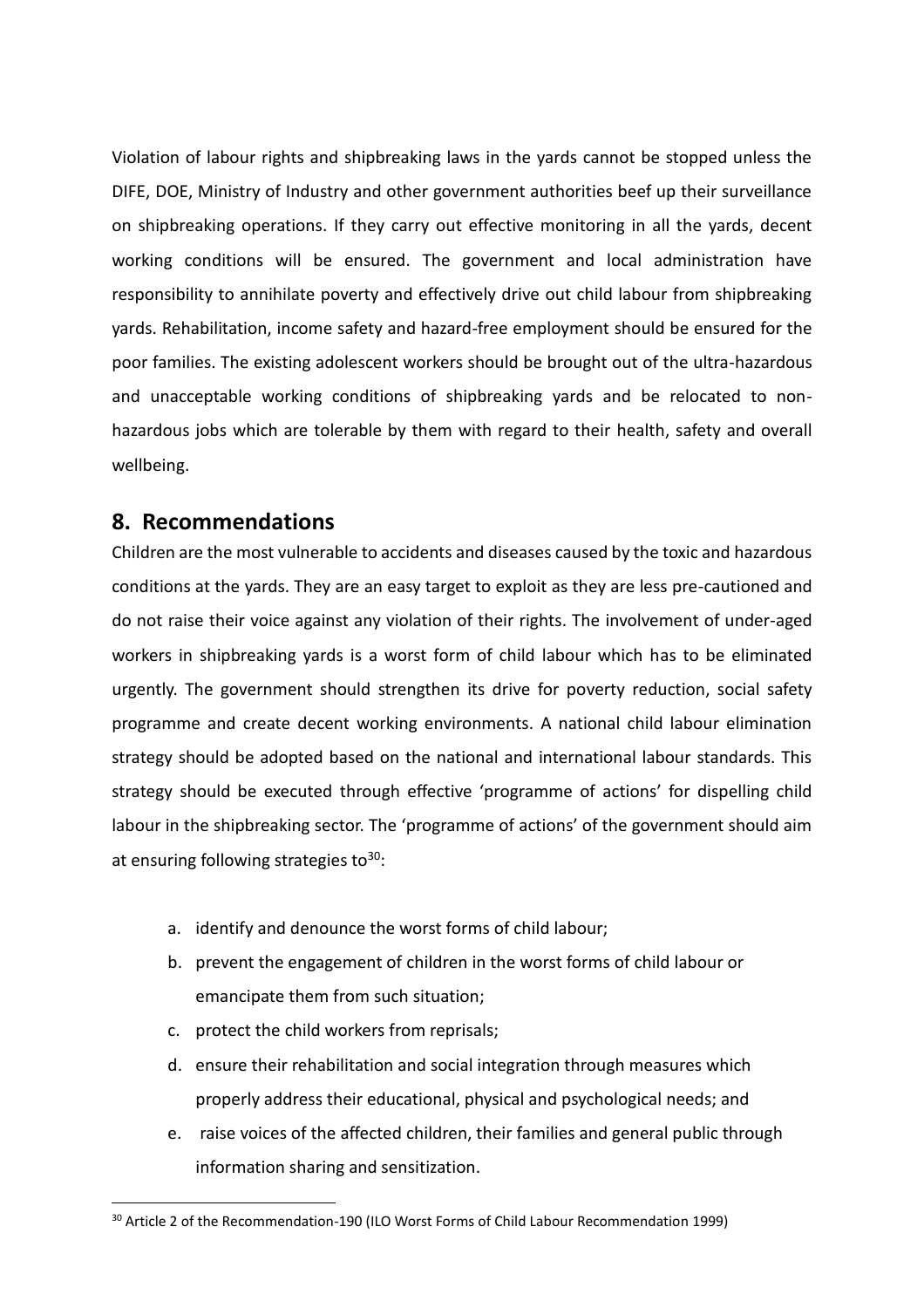Violation of labour rights and shipbreaking laws in the yards cannot be stopped unless the DIFE, DOE, Ministry of Industry and other government authorities beef up their surveillance on shipbreaking operations. If they carry out effective monitoring in all the yards, decent working conditions will be ensured. The government and local administration have responsibility to annihilate poverty and effectively drive out child labour from shipbreaking yards. Rehabilitation, income safety and hazard-free employment should be ensured for the poor families. The existing adolescent workers should be brought out of the ultra-hazardous and unacceptable working conditions of shipbreaking yards and be relocated to non-hazardous jobs which are tolerable by them with regard to their health, safety and overall wellbeing.

## 8. Recommendations

Children are the most vulnerable to accidents and diseases caused by the toxic and hazardous conditions at the yards. They are an easy target to exploit as they are less pre-cautioned and do not raise their voice against any violation of their rights. The involvement of under-aged workers in shipbreaking yards is a worst form of child labour which has to be eliminated urgently. The government should strengthen its drive for poverty reduction, social safety programme and create decent working environments. A national child labour elimination strategy should be adopted based on the national and international labour standards. This strategy should be executed through effective 'programme of actions' for dispelling child labour in the shipbreaking sector. The 'programme of actions' of the government should aim at ensuring following strategies to[30]:

a. identify and denounce the worst forms of child labour;
b. prevent the engagement of children in the worst forms of child labour or emancipate them from such situation;
c. protect the child workers from reprisals;
d. ensure their rehabilitation and social integration through measures which properly address their educational, physical and psychological needs; and
e. raise voices of the affected children, their families and general public through information sharing and sensitization.

[30] Article 2 of the Recommendation-190 (ILO Worst Forms of Child Labour Recommendation 1999)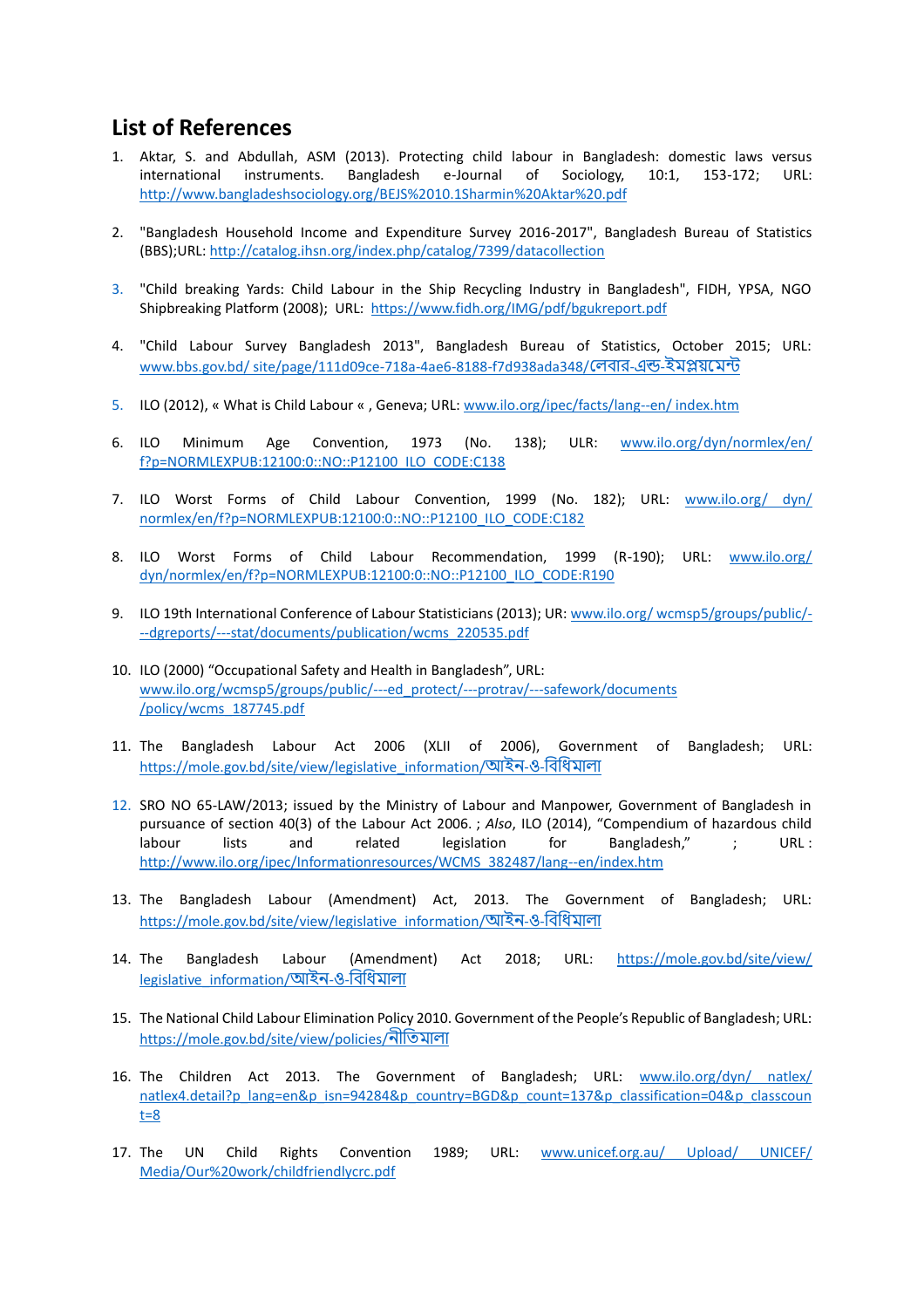## List of References

1. Aktar, S. and Abdullah, ASM (2013). Protecting child labour in Bangladesh: domestic laws versus international instruments. Bangladesh e-Journal of Sociology, 10:1, 153-172; URL: http://www.bangladeshsociology.org/BEJS%2010.1Sharmin%20Aktar%20.pdf

2. "Bangladesh Household Income and Expenditure Survey 2016-2017", Bangladesh Bureau of Statistics (BBS);URL: http://catalog.ihsn.org/index.php/catalog/7399/datacollection

3. "Child breaking Yards: Child Labour in the Ship Recycling Industry in Bangladesh", FIDH, YPSA, NGO Shipbreaking Platform (2008); URL: https://www.fidh.org/IMG/pdf/bgukreport.pdf

4. "Child Labour Survey Bangladesh 2013", Bangladesh Bureau of Statistics, October 2015; URL: www.bbs.gov.bd/ site/page/111d09ce-718a-4ae6-8188-f7d938ada348/লেবার-এন্ড-ইমপ্লয়মেন্ট

5. ILO (2012), « What is Child Labour « , Geneva; URL: www.ilo.org/ipec/facts/lang--en/ index.htm

6. ILO Minimum Age Convention, 1973 (No. 138); ULR: www.ilo.org/dyn/normlex/en/ f?p=NORMLEXPUB:12100:0::NO::P12100_ILO_CODE:C138

7. ILO Worst Forms of Child Labour Convention, 1999 (No. 182); URL: www.ilo.org/ dyn/ normlex/en/f?p=NORMLEXPUB:12100:0::NO::P12100_ILO_CODE:C182

8. ILO Worst Forms of Child Labour Recommendation, 1999 (R-190); URL: www.ilo.org/ dyn/normlex/en/f?p=NORMLEXPUB:12100:0::NO::P12100_ILO_CODE:R190

9. ILO 19th International Conference of Labour Statisticians (2013); UR: www.ilo.org/ wcmsp5/groups/public/---dgreports/---stat/documents/publication/wcms_220535.pdf

10. ILO (2000) "Occupational Safety and Health in Bangladesh", URL: www.ilo.org/wcmsp5/groups/public/---ed_protect/---protrav/---safework/documents /policy/wcms_187745.pdf

11. The Bangladesh Labour Act 2006 (XLII of 2006), Government of Bangladesh; URL: https://mole.gov.bd/site/view/legislative_information/আইন-ও-বিধিমালা

12. SRO NO 65-LAW/2013; issued by the Ministry of Labour and Manpower, Government of Bangladesh in pursuance of section 40(3) of the Labour Act 2006. ; *Also*, ILO (2014), "Compendium of hazardous child labour lists and related legislation for Bangladesh," ; URL : http://www.ilo.org/ipec/Informationresources/WCMS_382487/lang--en/index.htm

13. The Bangladesh Labour (Amendment) Act, 2013. The Government of Bangladesh; URL: https://mole.gov.bd/site/view/legislative_information/আইন-ও-বিধিমালা

14. The Bangladesh Labour (Amendment) Act 2018; URL: https://mole.gov.bd/site/view/ legislative_information/আইন-ও-বিধিমালা

15. The National Child Labour Elimination Policy 2010. Government of the People's Republic of Bangladesh; URL: https://mole.gov.bd/site/view/policies/নীতিমালা

16. The Children Act 2013. The Government of Bangladesh; URL: www.ilo.org/dyn/ natlex/ natlex4.detail?p_lang=en&p_isn=94284&p_country=BGD&p_count=137&p_classification=04&p_classcount=8

17. The UN Child Rights Convention 1989; URL: www.unicef.org.au/ Upload/ UNICEF/ Media/Our%20work/childfriendlycrc.pdf